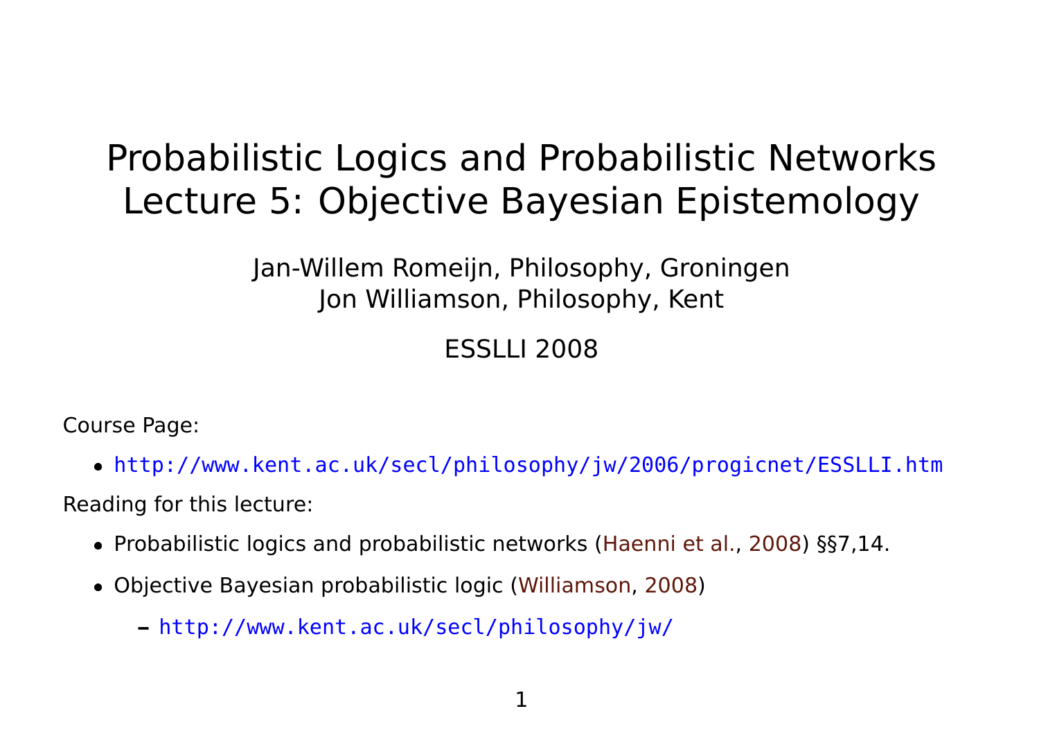# Probabilistic Logics and Probabilistic Networks
# Lecture 5: Objective Bayesian Epistemology

Jan-Willem Romeijn, Philosophy, Groningen
Jon Williamson, Philosophy, Kent

ESSLLI 2008

Course Page:

- http://www.kent.ac.uk/secl/philosophy/jw/2006/progicnet/ESSLLI.htm

Reading for this lecture:

- Probabilistic logics and probabilistic networks (Haenni et al., 2008) §§7,14.
- Objective Bayesian probabilistic logic (Williamson, 2008)
  - http://www.kent.ac.uk/secl/philosophy/jw/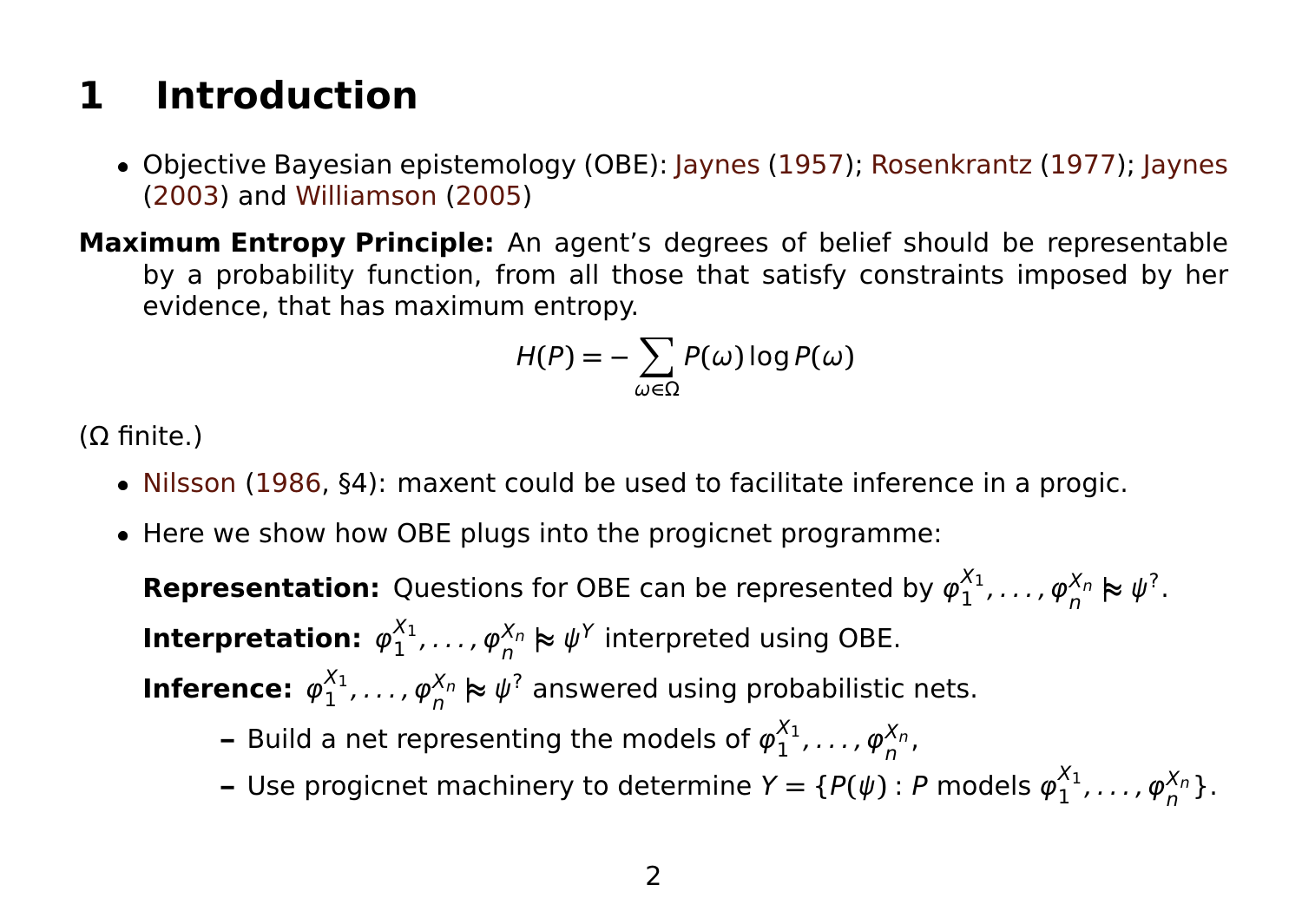# 1 Introduction

- Objective Bayesian epistemology (OBE): Jaynes (1957); Rosenkrantz (1977); Jaynes (2003) and Williamson (2005)

**Maximum Entropy Principle:** An agent's degrees of belief should be representable by a probability function, from all those that satisfy constraints imposed by her evidence, that has maximum entropy.

$$H(P) = -\sum_{\omega \in \Omega} P(\omega) \log P(\omega)$$

($\Omega$ finite.)

- Nilsson (1986, §4): maxent could be used to facilitate inference in a progic.
- Here we show how OBE plugs into the progicnet programme:

  **Representation:** Questions for OBE can be represented by $\varphi_1^{X_1}, \ldots, \varphi_n^{X_n} \approx\!\!\!\!\models \psi^?$.

  **Interpretation:** $\varphi_1^{X_1}, \ldots, \varphi_n^{X_n} \approx\!\!\!\!\models \psi^Y$ interpreted using OBE.

  **Inference:** $\varphi_1^{X_1}, \ldots, \varphi_n^{X_n} \approx\!\!\!\!\models \psi^?$ answered using probabilistic nets.

  - Build a net representing the models of $\varphi_1^{X_1}, \ldots, \varphi_n^{X_n}$,
  - Use progicnet machinery to determine $Y = \{P(\psi) : P \text{ models } \varphi_1^{X_1}, \ldots, \varphi_n^{X_n}\}$.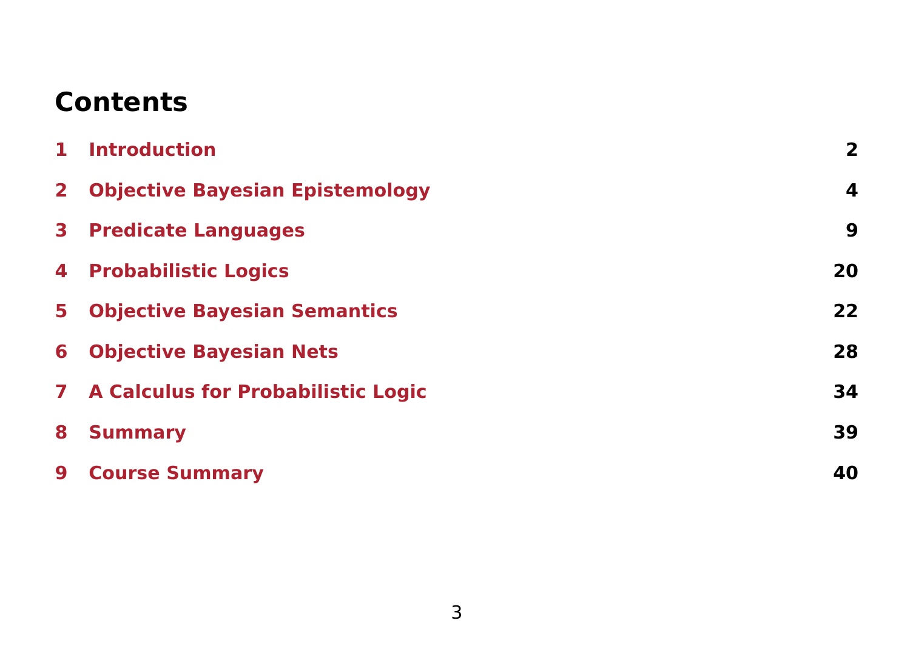# Contents

| | | |
|---|---|---|
| 1 | Introduction | 2 |
| 2 | Objective Bayesian Epistemology | 4 |
| 3 | Predicate Languages | 9 |
| 4 | Probabilistic Logics | 20 |
| 5 | Objective Bayesian Semantics | 22 |
| 6 | Objective Bayesian Nets | 28 |
| 7 | A Calculus for Probabilistic Logic | 34 |
| 8 | Summary | 39 |
| 9 | Course Summary | 40 |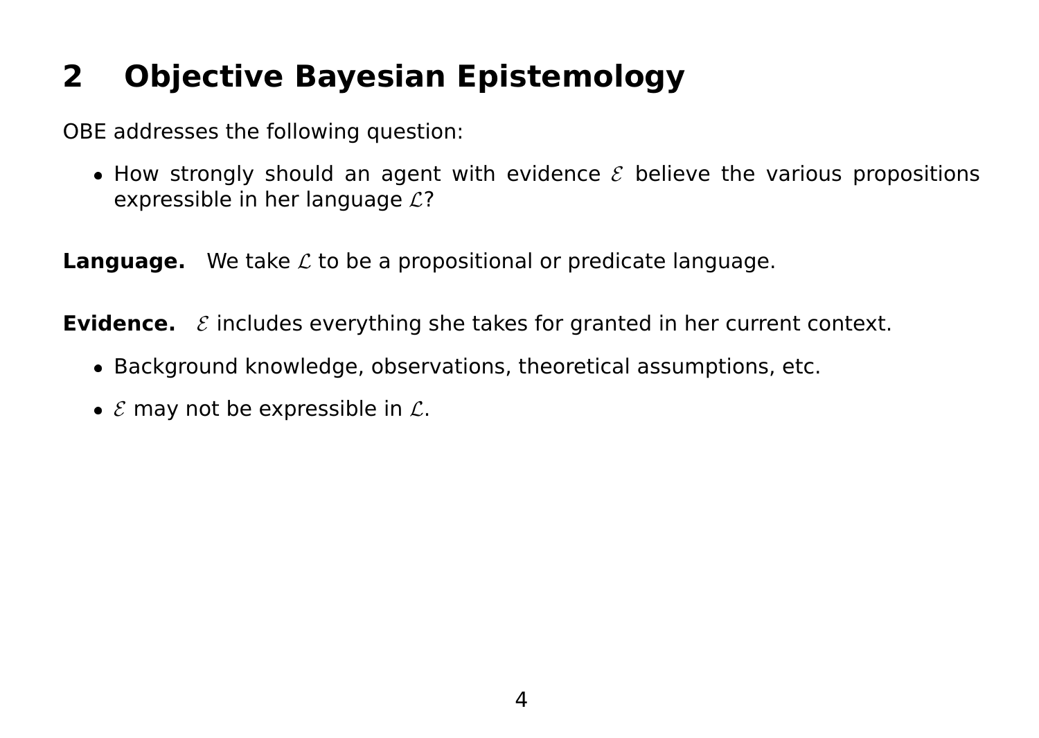## 2 Objective Bayesian Epistemology

OBE addresses the following question:

- How strongly should an agent with evidence $\mathcal{E}$ believe the various propositions expressible in her language $\mathcal{L}$?

**Language.** We take $\mathcal{L}$ to be a propositional or predicate language.

**Evidence.** $\mathcal{E}$ includes everything she takes for granted in her current context.

- Background knowledge, observations, theoretical assumptions, etc.
- $\mathcal{E}$ may not be expressible in $\mathcal{L}$.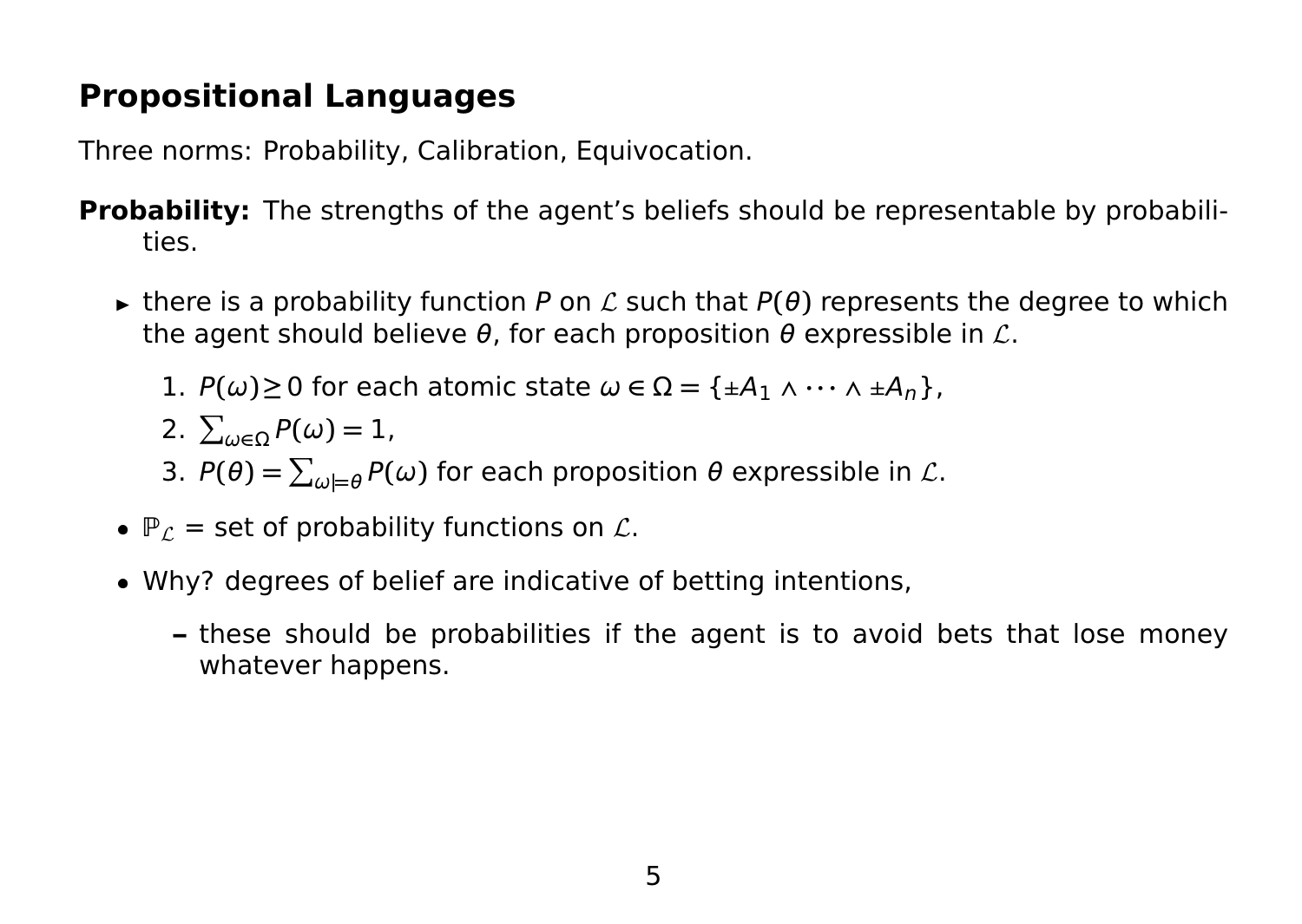## Propositional Languages

Three norms: Probability, Calibration, Equivocation.

**Probability:** The strengths of the agent's beliefs should be representable by probabilities.

- there is a probability function $P$ on $\mathcal{L}$ such that $P(\theta)$ represents the degree to which the agent should believe $\theta$, for each proposition $\theta$ expressible in $\mathcal{L}$.

  1. $P(\omega) \geq 0$ for each atomic state $\omega \in \Omega = \{\pm A_1 \wedge \cdots \wedge \pm A_n\}$,
  2. $\sum_{\omega \in \Omega} P(\omega) = 1$,
  3. $P(\theta) = \sum_{\omega \models \theta} P(\omega)$ for each proposition $\theta$ expressible in $\mathcal{L}$.

- $\mathbb{P}_{\mathcal{L}}$ = set of probability functions on $\mathcal{L}$.
- Why? degrees of belief are indicative of betting intentions,
  - these should be probabilities if the agent is to avoid bets that lose money whatever happens.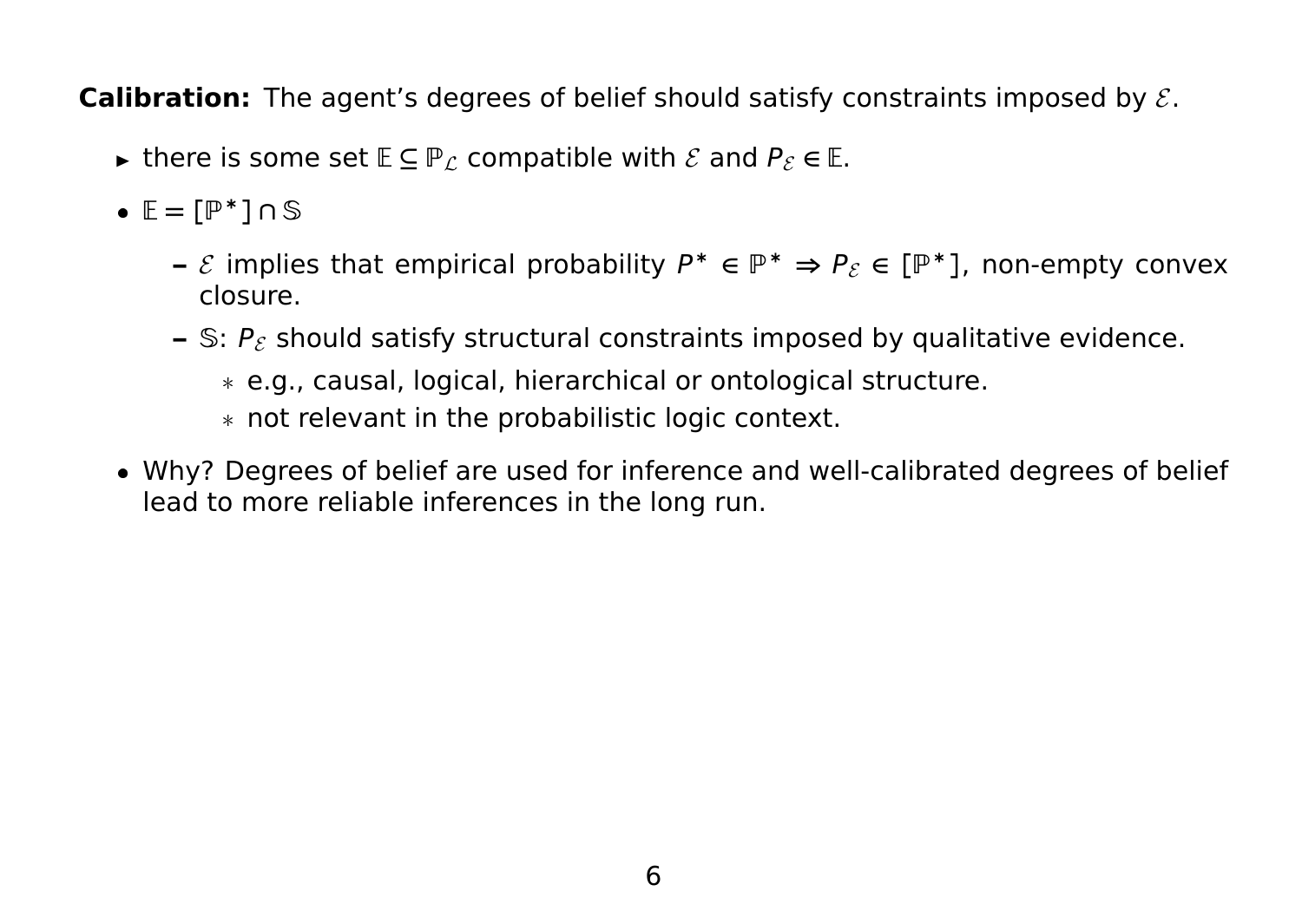**Calibration:** The agent's degrees of belief should satisfy constraints imposed by $\mathcal{E}$.

- ▸ there is some set $\mathbb{E} \subseteq \mathbb{P}_{\mathcal{L}}$ compatible with $\mathcal{E}$ and $P_{\mathcal{E}} \in \mathbb{E}$.
- $\mathbb{E} = [\mathbb{P}^*] \cap \mathbb{S}$
  - $\mathcal{E}$ implies that empirical probability $P^* \in \mathbb{P}^* \Rightarrow P_{\mathcal{E}} \in [\mathbb{P}^*]$, non-empty convex closure.
  - $\mathbb{S}$: $P_{\mathcal{E}}$ should satisfy structural constraints imposed by qualitative evidence.
    - e.g., causal, logical, hierarchical or ontological structure.
    - not relevant in the probabilistic logic context.
- Why? Degrees of belief are used for inference and well-calibrated degrees of belief lead to more reliable inferences in the long run.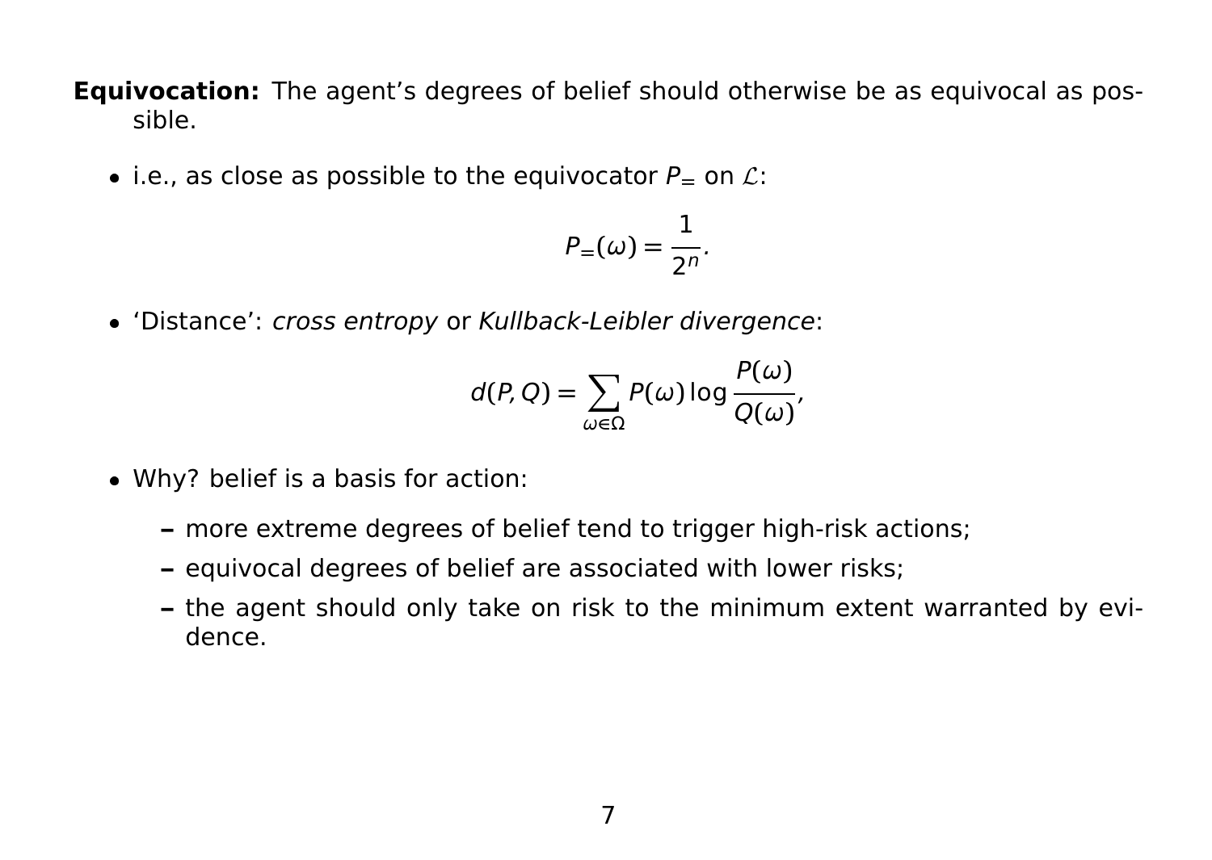**Equivocation:** The agent's degrees of belief should otherwise be as equivocal as possible.

- i.e., as close as possible to the equivocator $P_=$ on $\mathcal{L}$:

$$P_=(\omega) = \frac{1}{2^n}.$$

- 'Distance': *cross entropy* or *Kullback-Leibler divergence*:

$$d(P, Q) = \sum_{\omega \in \Omega} P(\omega) \log \frac{P(\omega)}{Q(\omega)},$$

- Why? belief is a basis for action:
  - more extreme degrees of belief tend to trigger high-risk actions;
  - equivocal degrees of belief are associated with lower risks;
  - the agent should only take on risk to the minimum extent warranted by evidence.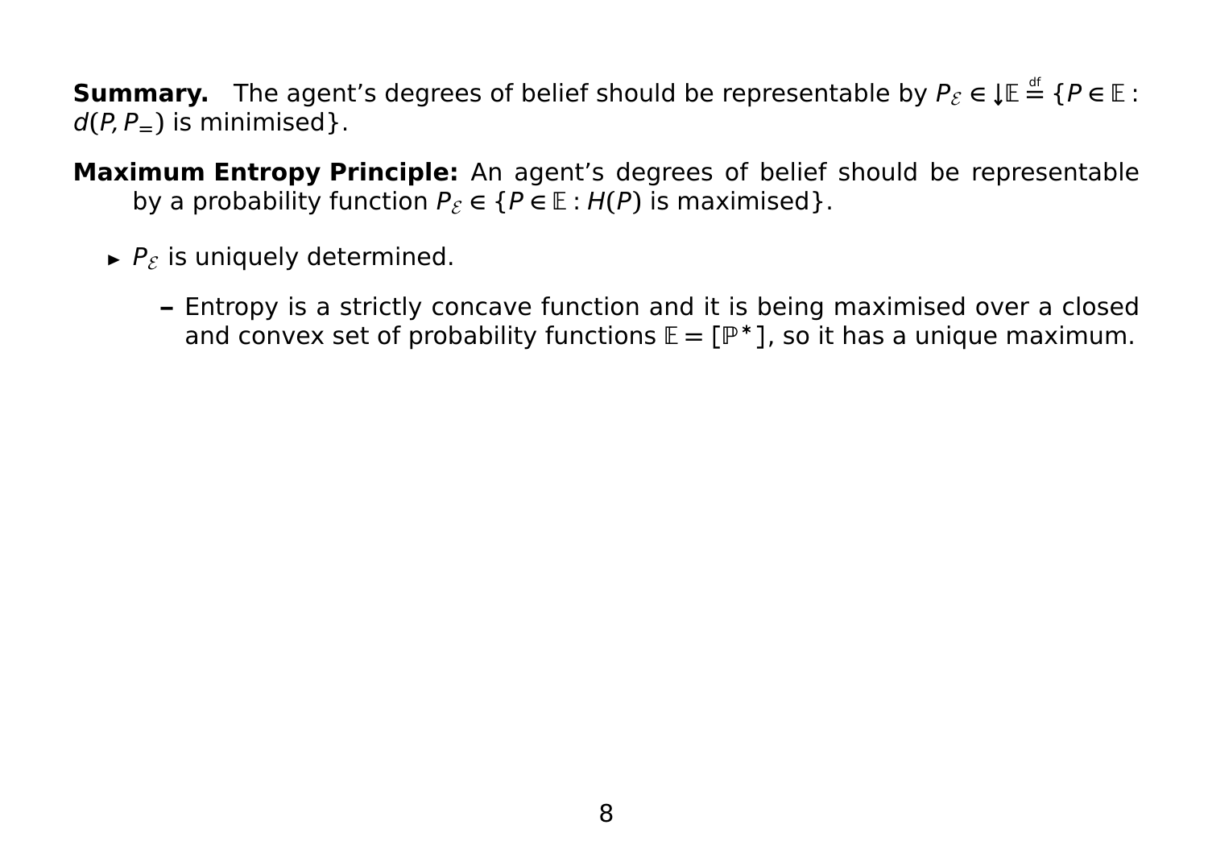**Summary.** The agent's degrees of belief should be representable by $P_{\mathcal{E}} \in \downarrow\mathbb{E} \stackrel{\text{df}}{=} \{P \in \mathbb{E} : d(P, P_{=}) \text{ is minimised}\}$.

**Maximum Entropy Principle:** An agent's degrees of belief should be representable by a probability function $P_{\mathcal{E}} \in \{P \in \mathbb{E} : H(P) \text{ is maximised}\}$.

- $P_{\mathcal{E}}$ is uniquely determined.
  - Entropy is a strictly concave function and it is being maximised over a closed and convex set of probability functions $\mathbb{E} = [\mathbb{P}^*]$, so it has a unique maximum.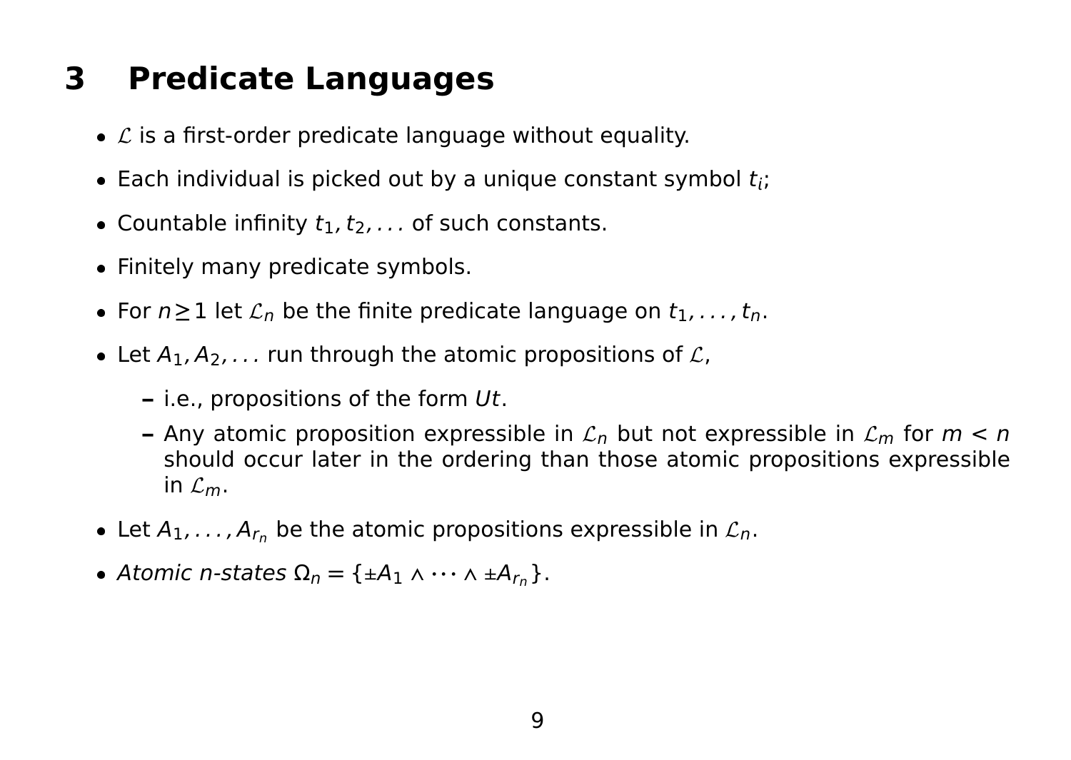# 3 Predicate Languages

- $\mathcal{L}$ is a first-order predicate language without equality.
- Each individual is picked out by a unique constant symbol $t_i$;
- Countable infinity $t_1, t_2, \ldots$ of such constants.
- Finitely many predicate symbols.
- For $n \geq 1$ let $\mathcal{L}_n$ be the finite predicate language on $t_1, \ldots, t_n$.
- Let $A_1, A_2, \ldots$ run through the atomic propositions of $\mathcal{L}$,
  - i.e., propositions of the form $Ut$.
  - Any atomic proposition expressible in $\mathcal{L}_n$ but not expressible in $\mathcal{L}_m$ for $m < n$ should occur later in the ordering than those atomic propositions expressible in $\mathcal{L}_m$.
- Let $A_1, \ldots, A_{r_n}$ be the atomic propositions expressible in $\mathcal{L}_n$.
- *Atomic n-states* $\Omega_n = \{\pm A_1 \wedge \cdots \wedge \pm A_{r_n}\}$.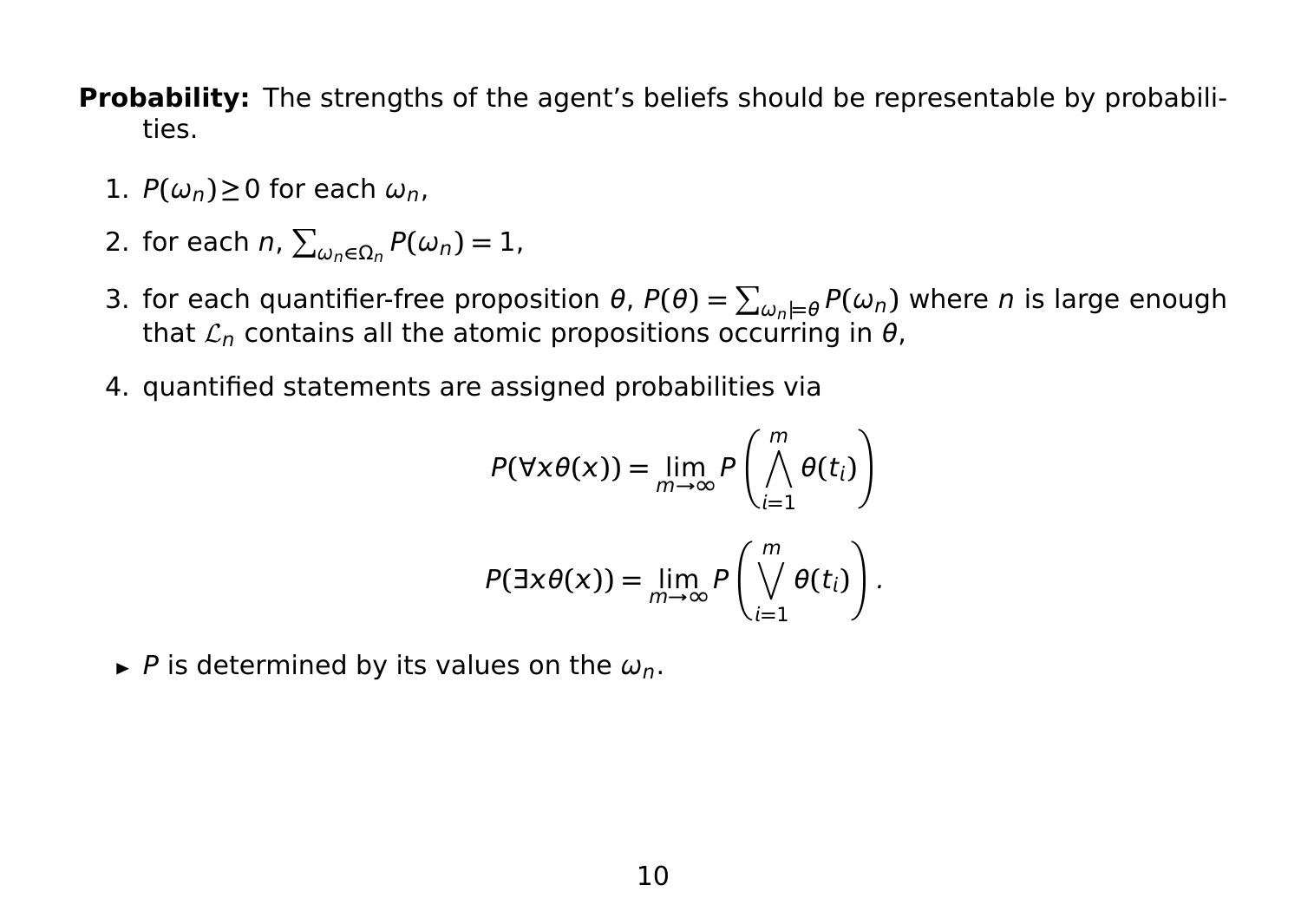**Probability:** The strengths of the agent's beliefs should be representable by probabilities.

1. $P(\omega_n) \geq 0$ for each $\omega_n$,
2. for each $n$, $\sum_{\omega_n \in \Omega_n} P(\omega_n) = 1$,
3. for each quantifier-free proposition $\theta$, $P(\theta) = \sum_{\omega_n \models \theta} P(\omega_n)$ where $n$ is large enough that $\mathcal{L}_n$ contains all the atomic propositions occurring in $\theta$,
4. quantified statements are assigned probabilities via

$$P(\forall x \theta(x)) = \lim_{m \to \infty} P\left(\bigwedge_{i=1}^{m} \theta(t_i)\right)$$

$$P(\exists x \theta(x)) = \lim_{m \to \infty} P\left(\bigvee_{i=1}^{m} \theta(t_i)\right).$$

- $P$ is determined by its values on the $\omega_n$.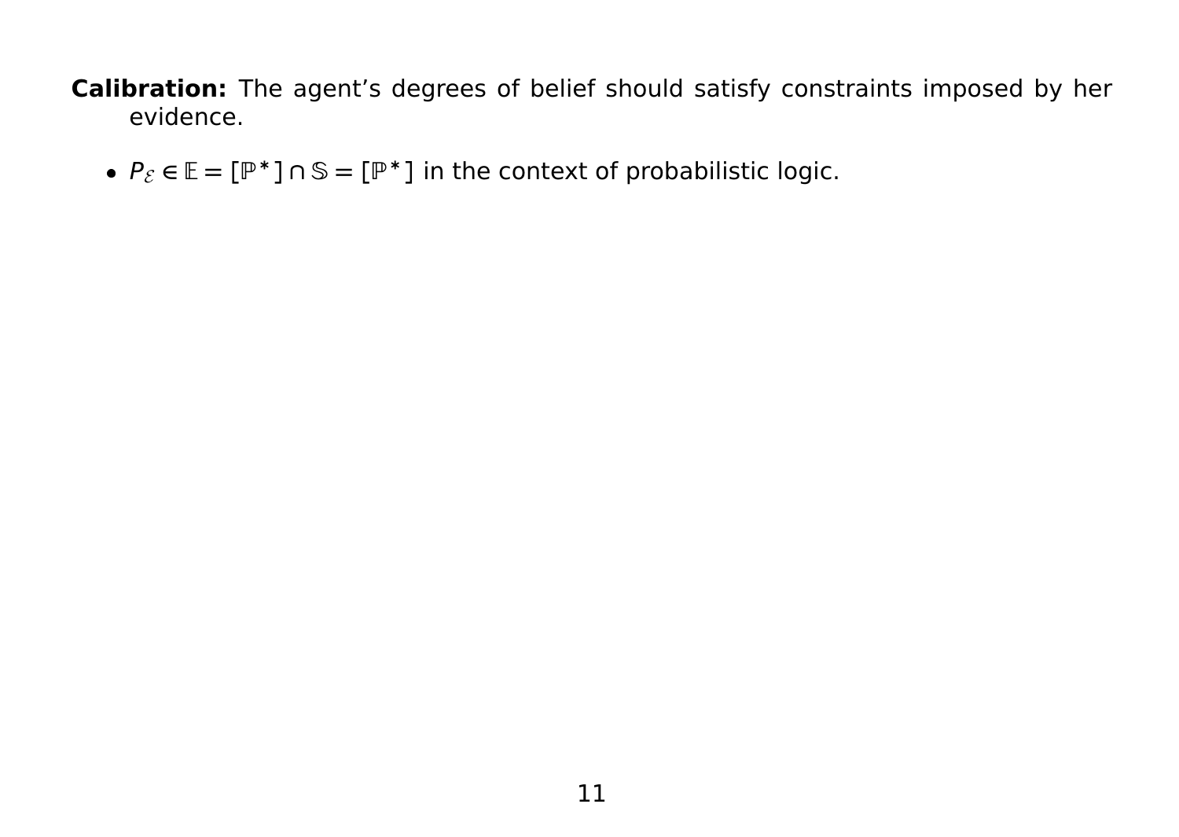**Calibration:** The agent's degrees of belief should satisfy constraints imposed by her evidence.

- $P_{\mathcal{E}} \in \mathbb{E} = [\mathbb{P}^*] \cap \mathbb{S} = [\mathbb{P}^*]$ in the context of probabilistic logic.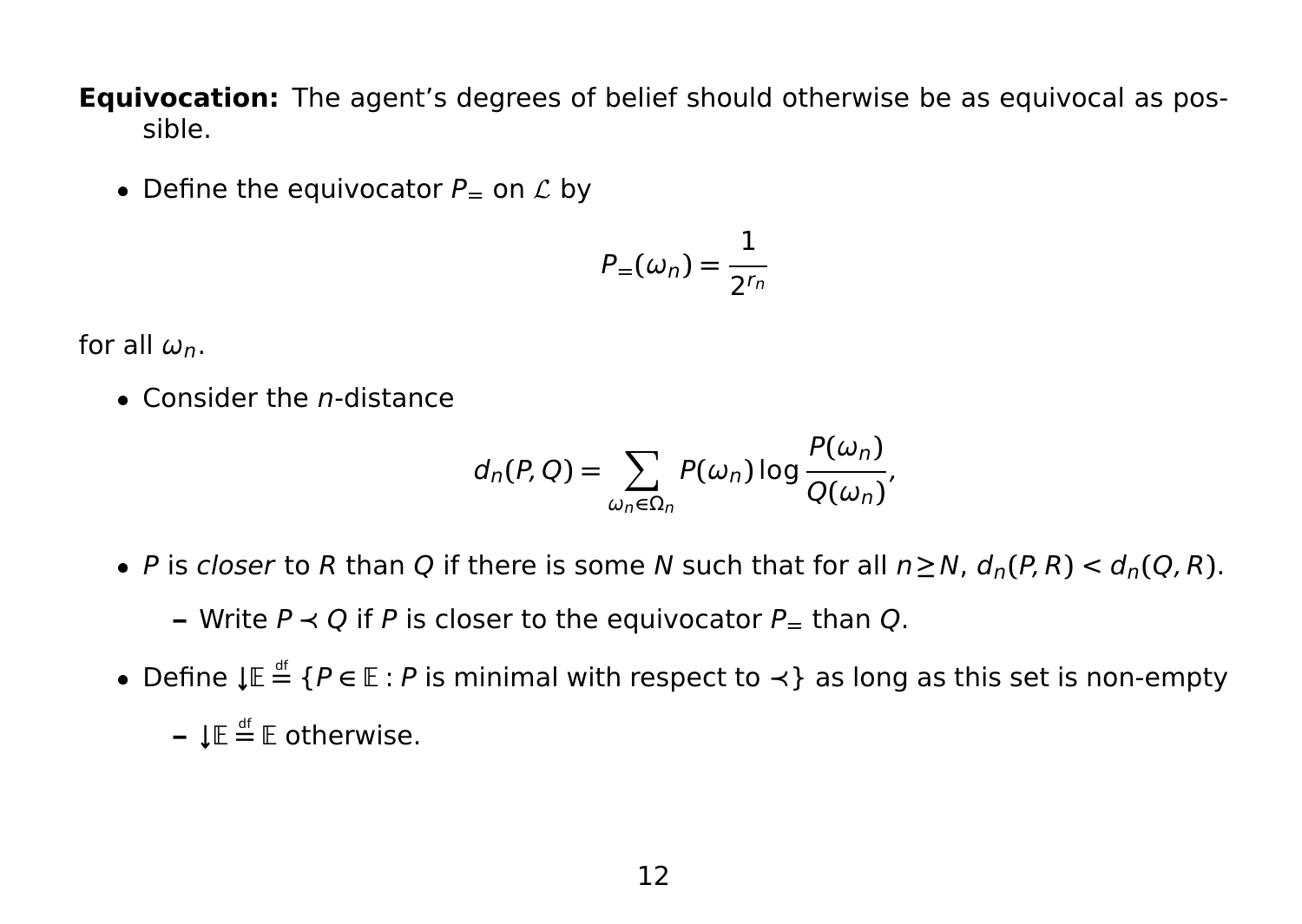**Equivocation:** The agent's degrees of belief should otherwise be as equivocal as possible.

- Define the equivocator $P_=$ on $\mathcal{L}$ by

$$P_=(\omega_n) = \frac{1}{2^{r_n}}$$

for all $\omega_n$.

- Consider the $n$-distance

$$d_n(P,Q) = \sum_{\omega_n \in \Omega_n} P(\omega_n) \log \frac{P(\omega_n)}{Q(\omega_n)},$$

- $P$ is *closer* to $R$ than $Q$ if there is some $N$ such that for all $n \geq N$, $d_n(P,R) < d_n(Q,R)$.
  - Write $P \prec Q$ if $P$ is closer to the equivocator $P_=$ than $Q$.
- Define $\downarrow\mathbb{E} \stackrel{\text{df}}{=} \{P \in \mathbb{E} : P \text{ is minimal with respect to } \prec\}$ as long as this set is non-empty
  - $\downarrow\mathbb{E} \stackrel{\text{df}}{=} \mathbb{E}$ otherwise.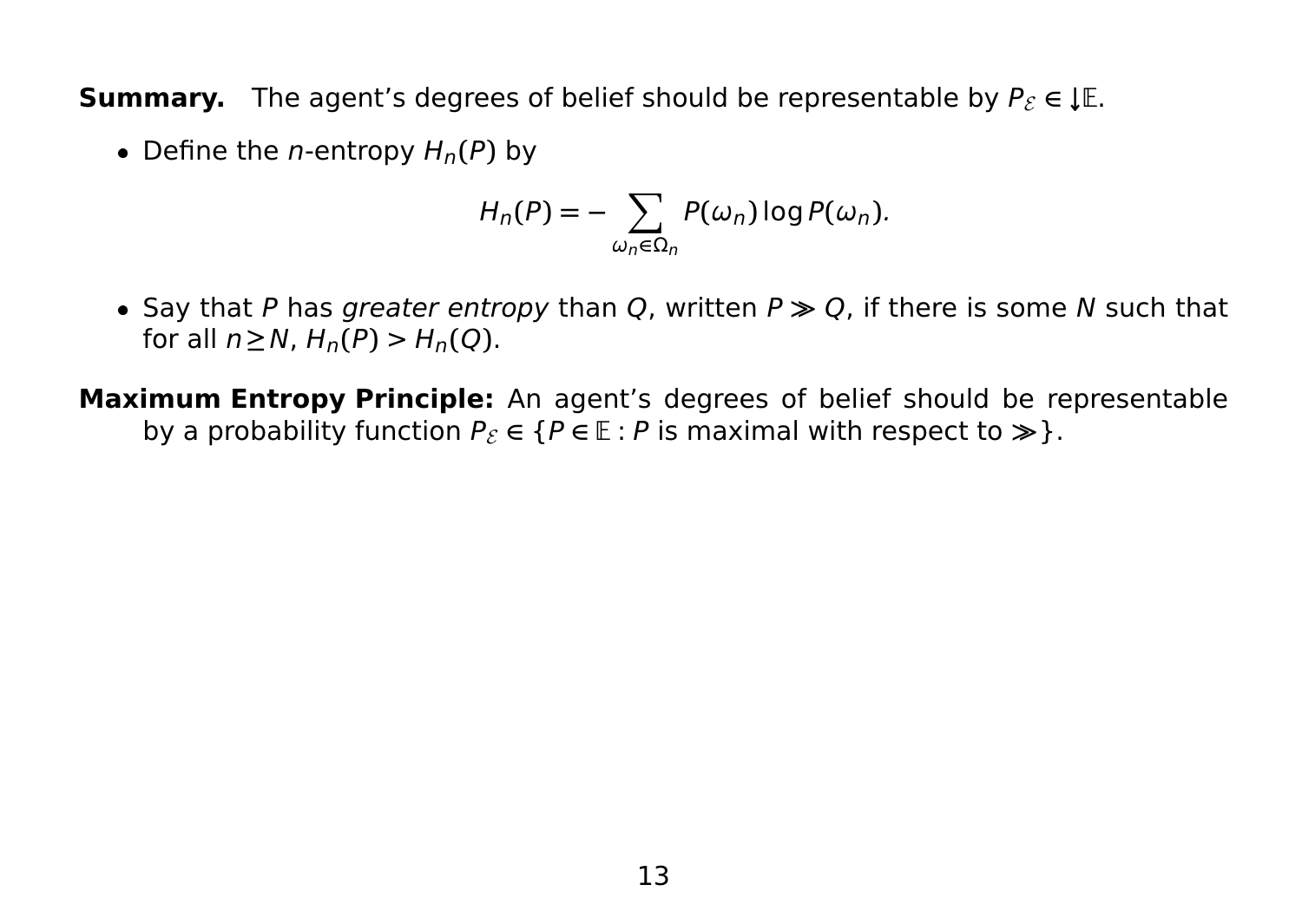**Summary.** The agent's degrees of belief should be representable by $P_{\mathcal{E}} \in \downarrow\mathbb{E}$.

- Define the $n$-entropy $H_n(P)$ by

$$H_n(P) = -\sum_{\omega_n \in \Omega_n} P(\omega_n) \log P(\omega_n).$$

- Say that $P$ has *greater entropy* than $Q$, written $P \gg Q$, if there is some $N$ such that for all $n \geq N$, $H_n(P) > H_n(Q)$.

**Maximum Entropy Principle:** An agent's degrees of belief should be representable by a probability function $P_{\mathcal{E}} \in \{P \in \mathbb{E} : P \text{ is maximal with respect to } \gg\}$.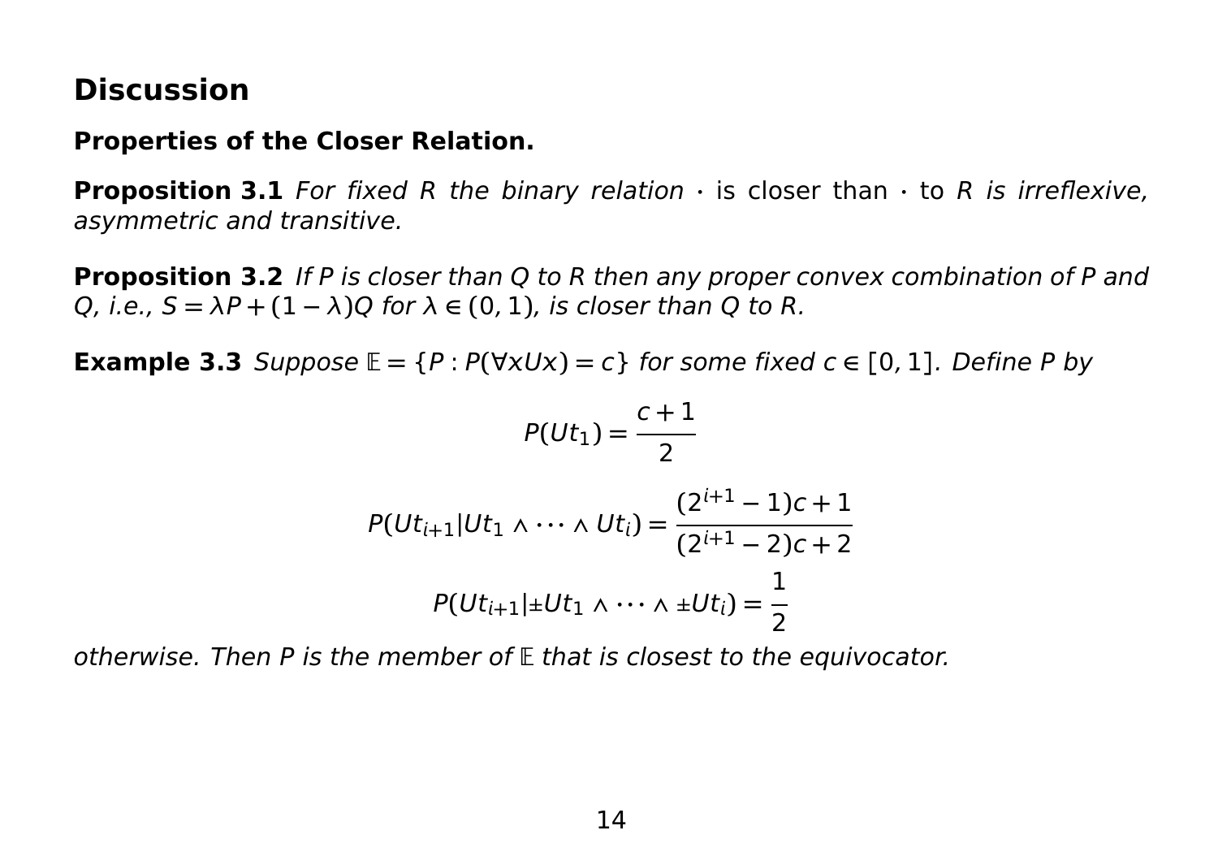## Discussion

### Properties of the Closer Relation.

**Proposition 3.1** *For fixed R the binary relation* · is closer than · to *R is irreflexive, asymmetric and transitive.*

**Proposition 3.2** *If P is closer than Q to R then any proper convex combination of P and Q, i.e., $S = \lambda P + (1 - \lambda)Q$ for $\lambda \in (0, 1)$, is closer than Q to R.*

**Example 3.3** *Suppose $\mathbb{E} = \{P : P(\forall x U x) = c\}$ for some fixed $c \in [0, 1]$. Define P by*

$$P(Ut_1) = \frac{c+1}{2}$$

$$P(Ut_{i+1} | Ut_1 \wedge \cdots \wedge Ut_i) = \frac{(2^{i+1} - 1)c + 1}{(2^{i+1} - 2)c + 2}$$

$$P(Ut_{i+1} | \pm Ut_1 \wedge \cdots \wedge \pm Ut_i) = \frac{1}{2}$$

*otherwise. Then P is the member of $\mathbb{E}$ that is closest to the equivocator.*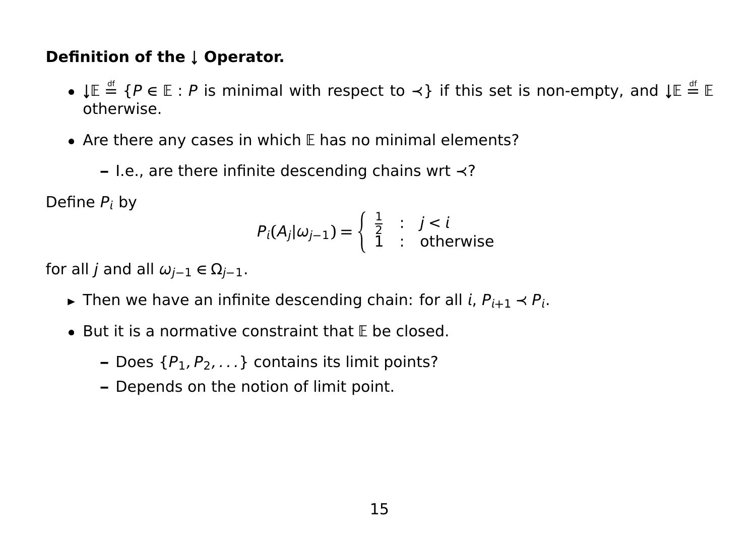**Definition of the ↓ Operator.**

- $\downarrow\mathbb{E} \stackrel{\text{df}}{=} \{P \in \mathbb{E} : P \text{ is minimal with respect to } \prec\}$ if this set is non-empty, and $\downarrow\mathbb{E} \stackrel{\text{df}}{=} \mathbb{E}$ otherwise.
- Are there any cases in which $\mathbb{E}$ has no minimal elements?
  - I.e., are there infinite descending chains wrt $\prec$?

Define $P_i$ by

$$P_i(A_j|\omega_{j-1}) = \begin{cases} \frac{1}{2} & : \quad j < i \\ 1 & : \quad \text{otherwise} \end{cases}$$

for all $j$ and all $\omega_{j-1} \in \Omega_{j-1}$.

- Then we have an infinite descending chain: for all $i$, $P_{i+1} \prec P_i$.

- But it is a normative constraint that $\mathbb{E}$ be closed.
  - Does $\{P_1, P_2, \ldots\}$ contains its limit points?
  - Depends on the notion of limit point.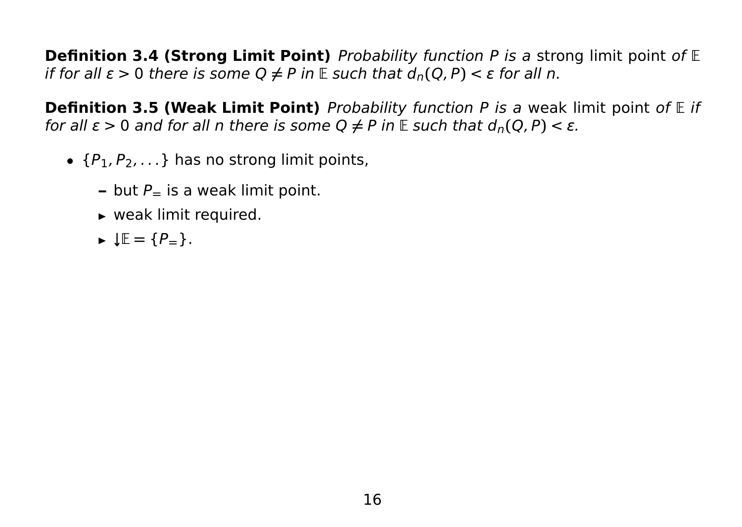**Definition 3.4 (Strong Limit Point)** *Probability function $P$ is a* strong limit point *of $\mathbb{E}$ if for all $\varepsilon > 0$ there is some $Q \neq P$ in $\mathbb{E}$ such that $d_n(Q, P) < \varepsilon$ for all $n$.*

**Definition 3.5 (Weak Limit Point)** *Probability function $P$ is a* weak limit point *of $\mathbb{E}$ if for all $\varepsilon > 0$ and for all $n$ there is some $Q \neq P$ in $\mathbb{E}$ such that $d_n(Q, P) < \varepsilon$.*

- $\{P_1, P_2, \ldots\}$ has no strong limit points,
  - but $P_=$ is a weak limit point.
  - weak limit required.
  - $\downarrow\mathbb{E} = \{P_=\}$.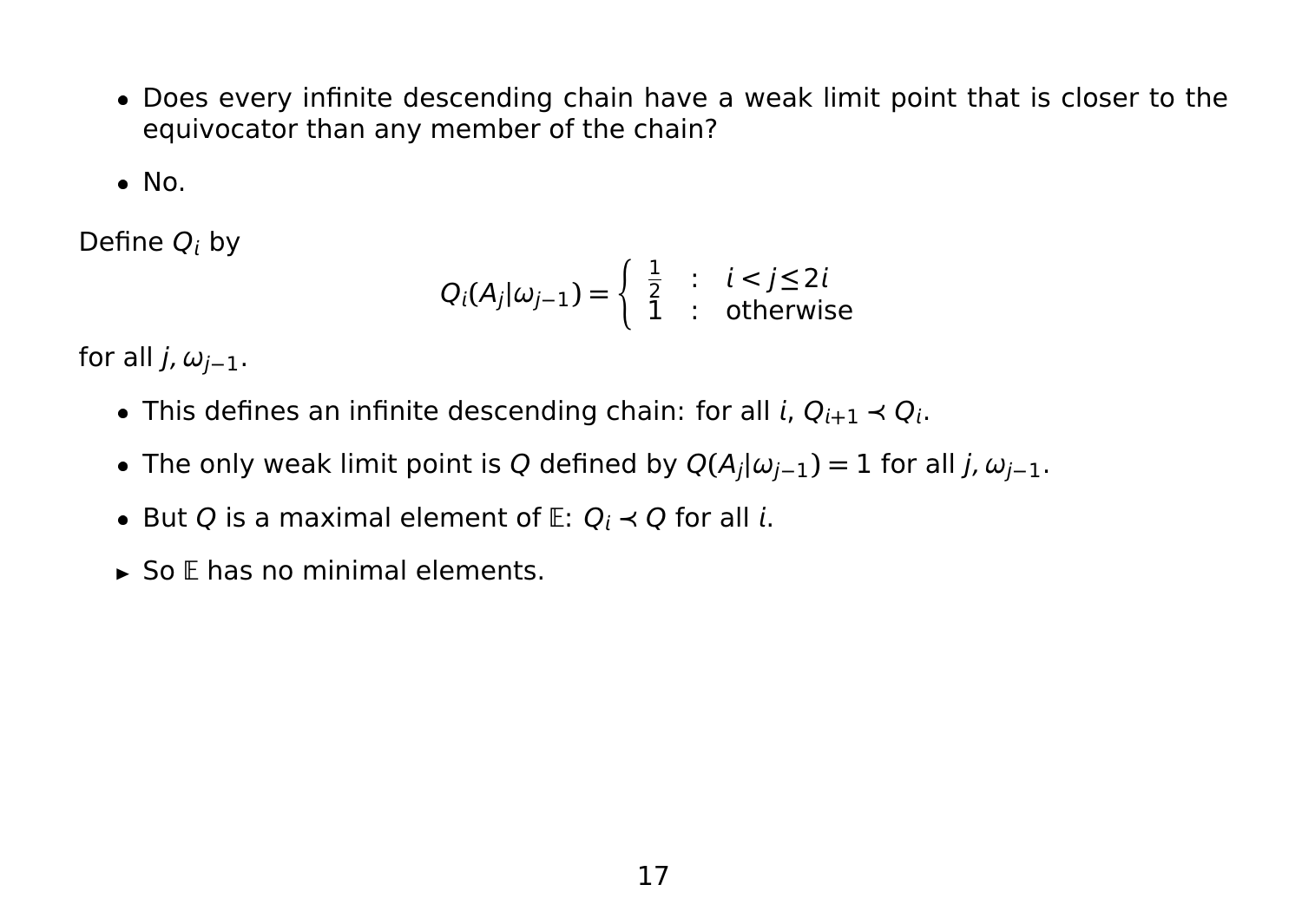- Does every infinite descending chain have a weak limit point that is closer to the equivocator than any member of the chain?

- No.

Define $Q_i$ by

$$Q_i(A_j|\omega_{j-1}) = \begin{cases} \frac{1}{2} & : \quad i < j \leq 2i \\ 1 & : \quad \text{otherwise} \end{cases}$$

for all $j, \omega_{j-1}$.

- This defines an infinite descending chain: for all $i$, $Q_{i+1} \prec Q_i$.

- The only weak limit point is $Q$ defined by $Q(A_j|\omega_{j-1}) = 1$ for all $j, \omega_{j-1}$.

- But $Q$ is a maximal element of $\mathbb{E}$: $Q_i \prec Q$ for all $i$.

  - So $\mathbb{E}$ has no minimal elements.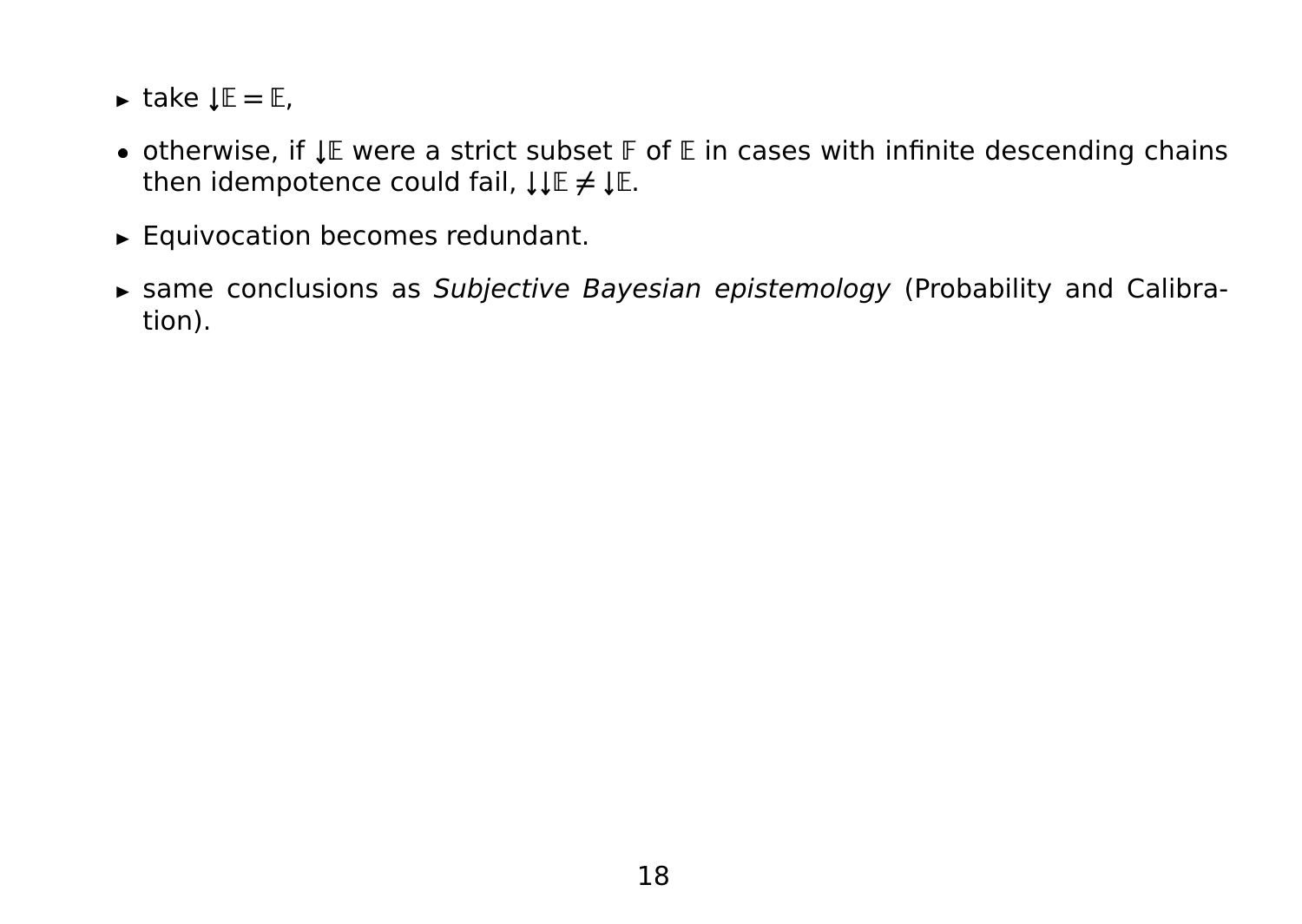- take $\downarrow\mathbb{E} = \mathbb{E}$,

- otherwise, if $\downarrow\mathbb{E}$ were a strict subset $\mathbb{F}$ of $\mathbb{E}$ in cases with infinite descending chains then idempotence could fail, $\downarrow\downarrow\mathbb{E} \neq \downarrow\mathbb{E}$.

- Equivocation becomes redundant.

- same conclusions as *Subjective Bayesian epistemology* (Probability and Calibration).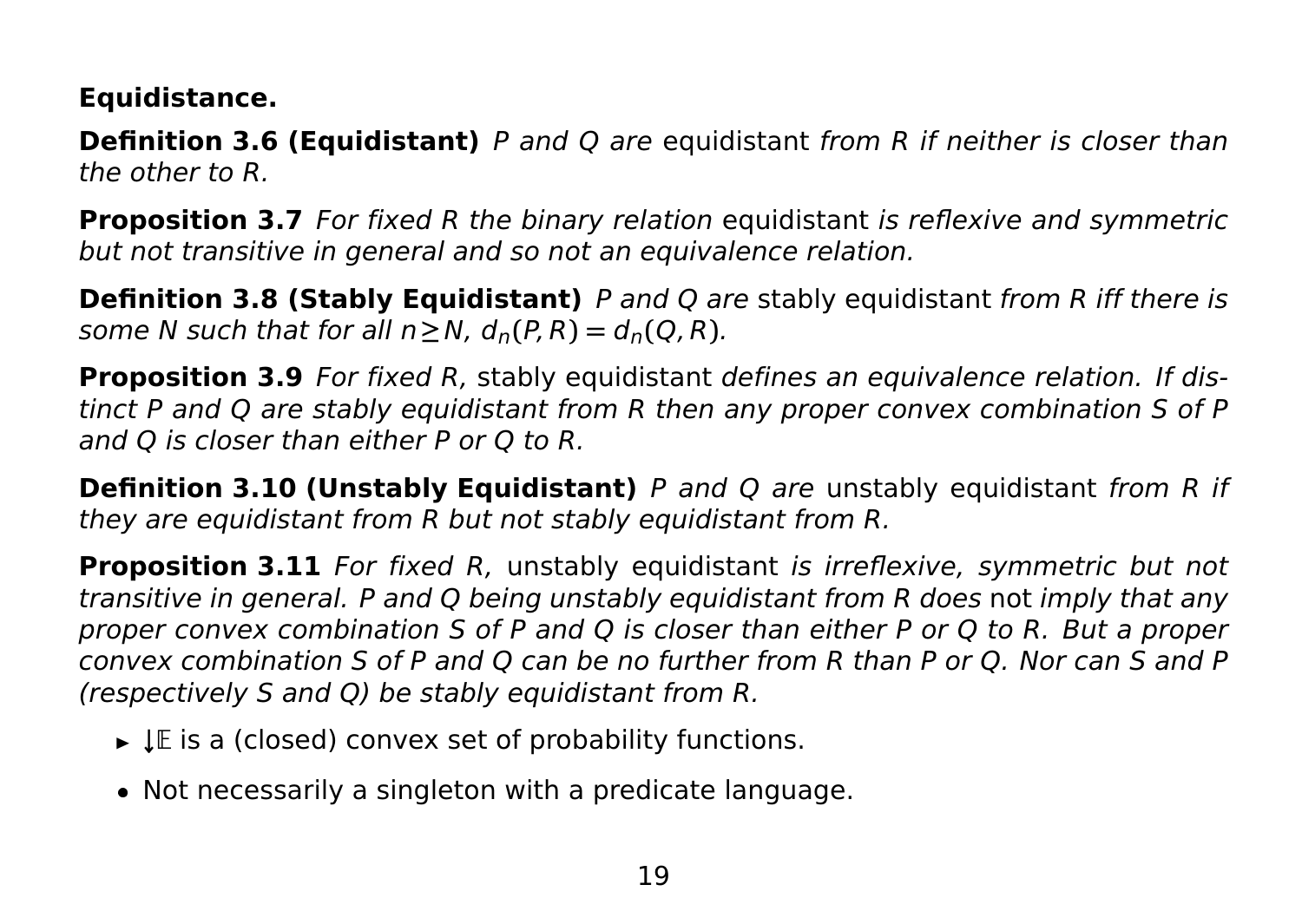**Equidistance.**

**Definition 3.6 (Equidistant)** *P and Q are* equidistant *from R if neither is closer than the other to R.*

**Proposition 3.7** *For fixed R the binary relation* equidistant *is reflexive and symmetric but not transitive in general and so not an equivalence relation.*

**Definition 3.8 (Stably Equidistant)** *P and Q are* stably equidistant *from R iff there is some N such that for all $n \geq N$, $d_n(P, R) = d_n(Q, R)$.*

**Proposition 3.9** *For fixed R,* stably equidistant *defines an equivalence relation. If distinct P and Q are stably equidistant from R then any proper convex combination S of P and Q is closer than either P or Q to R.*

**Definition 3.10 (Unstably Equidistant)** *P and Q are* unstably equidistant *from R if they are equidistant from R but not stably equidistant from R.*

**Proposition 3.11** *For fixed R,* unstably equidistant *is irreflexive, symmetric but not transitive in general. P and Q being unstably equidistant from R does* not *imply that any proper convex combination S of P and Q is closer than either P or Q to R. But a proper convex combination S of P and Q can be no further from R than P or Q. Nor can S and P (respectively S and Q) be stably equidistant from R.*

- $\downarrow\mathbb{E}$ is a (closed) convex set of probability functions.
  - Not necessarily a singleton with a predicate language.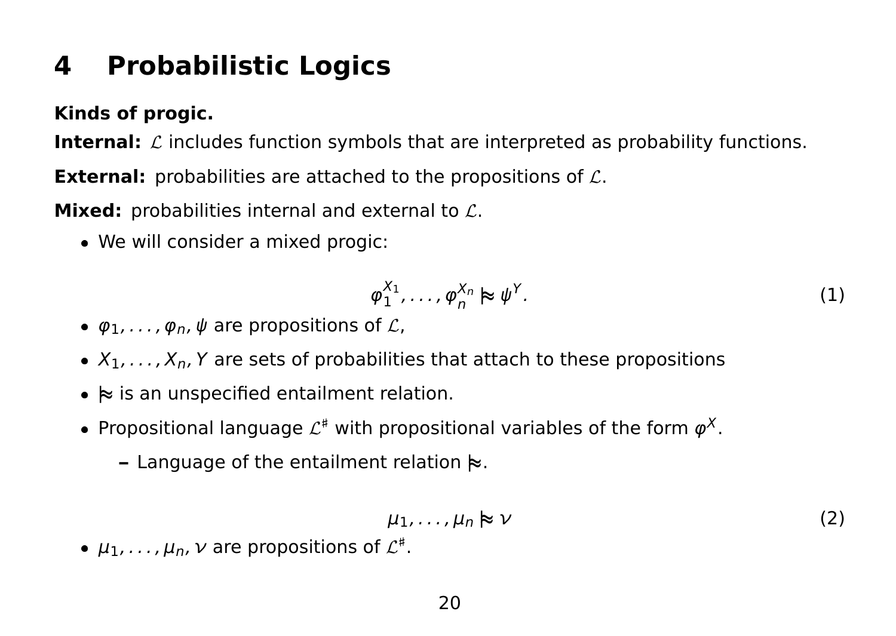# 4 Probabilistic Logics

**Kinds of progic.**

**Internal:** $\mathcal{L}$ includes function symbols that are interpreted as probability functions.

**External:** probabilities are attached to the propositions of $\mathcal{L}$.

**Mixed:** probabilities internal and external to $\mathcal{L}$.

- We will consider a mixed progic:

$$\varphi_1^{X_1}, \ldots, \varphi_n^{X_n} \mathrel{|\!\approx} \psi^Y. \tag{1}$$

- $\varphi_1, \ldots, \varphi_n, \psi$ are propositions of $\mathcal{L}$,
- $X_1, \ldots, X_n, Y$ are sets of probabilities that attach to these propositions
- $\mathrel{|\!\approx}$ is an unspecified entailment relation.
- Propositional language $\mathcal{L}^\sharp$ with propositional variables of the form $\varphi^X$.
  - Language of the entailment relation $\mathrel{|\!\approx}$.

$$\mu_1, \ldots, \mu_n \mathrel{|\!\approx} \nu \tag{2}$$

- $\mu_1, \ldots, \mu_n, \nu$ are propositions of $\mathcal{L}^\sharp$.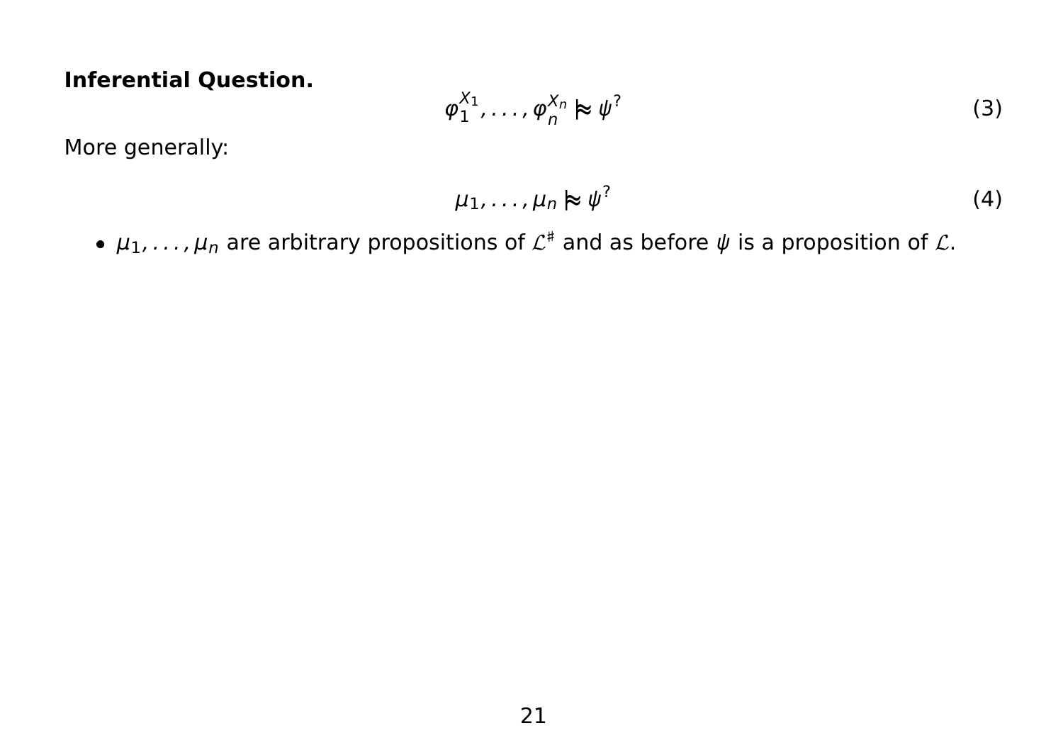**Inferential Question.**

$$\varphi_1^{X_1}, \ldots, \varphi_n^{X_n} \approx\!\!\!\models \psi^? \tag{3}$$

More generally:

$$\mu_1, \ldots, \mu_n \approx\!\!\!\models \psi^? \tag{4}$$

- $\mu_1, \ldots, \mu_n$ are arbitrary propositions of $\mathcal{L}^\sharp$ and as before $\psi$ is a proposition of $\mathcal{L}$.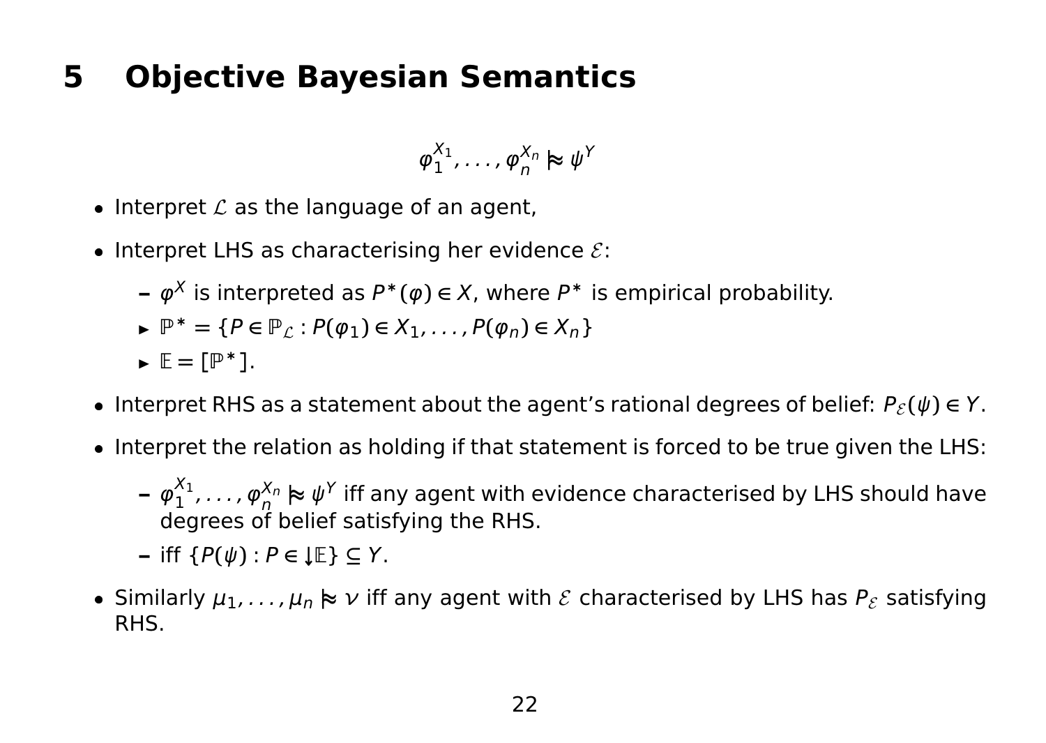# 5 Objective Bayesian Semantics

$$\varphi_1^{X_1}, \ldots, \varphi_n^{X_n} \mathrel{|\!\approx} \psi^Y$$

- Interpret $\mathcal{L}$ as the language of an agent,
- Interpret LHS as characterising her evidence $\mathcal{E}$:
  - $\varphi^X$ is interpreted as $P^*(\varphi) \in X$, where $P^*$ is empirical probability.
    - $\mathbb{P}^* = \{P \in \mathbb{P}_{\mathcal{L}} : P(\varphi_1) \in X_1, \ldots, P(\varphi_n) \in X_n\}$
    - $\mathbb{E} = [\mathbb{P}^*]$.
- Interpret RHS as a statement about the agent's rational degrees of belief: $P_{\mathcal{E}}(\psi) \in Y$.
- Interpret the relation as holding if that statement is forced to be true given the LHS:
  - $\varphi_1^{X_1}, \ldots, \varphi_n^{X_n} \mathrel{|\!\approx} \psi^Y$ iff any agent with evidence characterised by LHS should have degrees of belief satisfying the RHS.
  - iff $\{P(\psi) : P \in \downarrow\mathbb{E}\} \subseteq Y$.
- Similarly $\mu_1, \ldots, \mu_n \mathrel{|\!\approx} \nu$ iff any agent with $\mathcal{E}$ characterised by LHS has $P_{\mathcal{E}}$ satisfying RHS.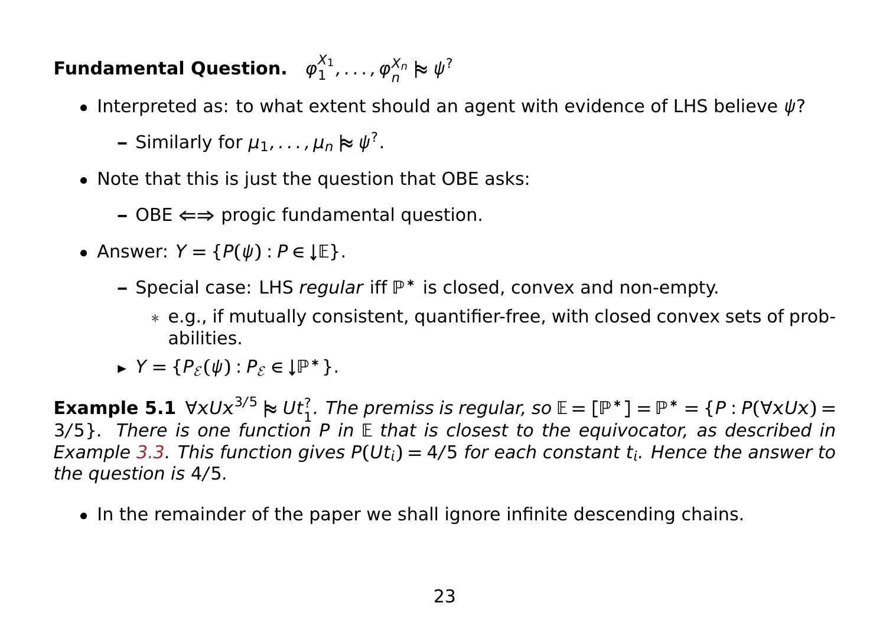**Fundamental Question.** $\varphi_1^{X_1}, \ldots, \varphi_n^{X_n} \approx\!\!\!\!\models \psi^?$

- Interpreted as: to what extent should an agent with evidence of LHS believe $\psi$?
  - Similarly for $\mu_1, \ldots, \mu_n \approx\!\!\!\!\models \psi^?$.
- Note that this is just the question that OBE asks:
  - OBE $\Longleftrightarrow$ progic fundamental question.
- Answer: $Y = \{P(\psi) : P \in \downarrow\mathbb{E}\}$.
  - Special case: LHS *regular* iff $\mathbb{P}^*$ is closed, convex and non-empty.
    - e.g., if mutually consistent, quantifier-free, with closed convex sets of probabilities.
  - $Y = \{P_{\mathcal{E}}(\psi) : P_{\mathcal{E}} \in \downarrow\mathbb{P}^*\}$.

**Example 5.1** $\forall x U x^{3/5} \approx\!\!\!\!\models U t_1^?$. *The premiss is regular, so* $\mathbb{E} = [\mathbb{P}^*] = \mathbb{P}^* = \{P : P(\forall x U x) = 3/5\}$*. There is one function* $P$ *in* $\mathbb{E}$ *that is closest to the equivocator, as described in Example 3.3. This function gives* $P(Ut_i) = 4/5$ *for each constant* $t_i$*. Hence the answer to the question is* $4/5$*.*

- In the remainder of the paper we shall ignore infinite descending chains.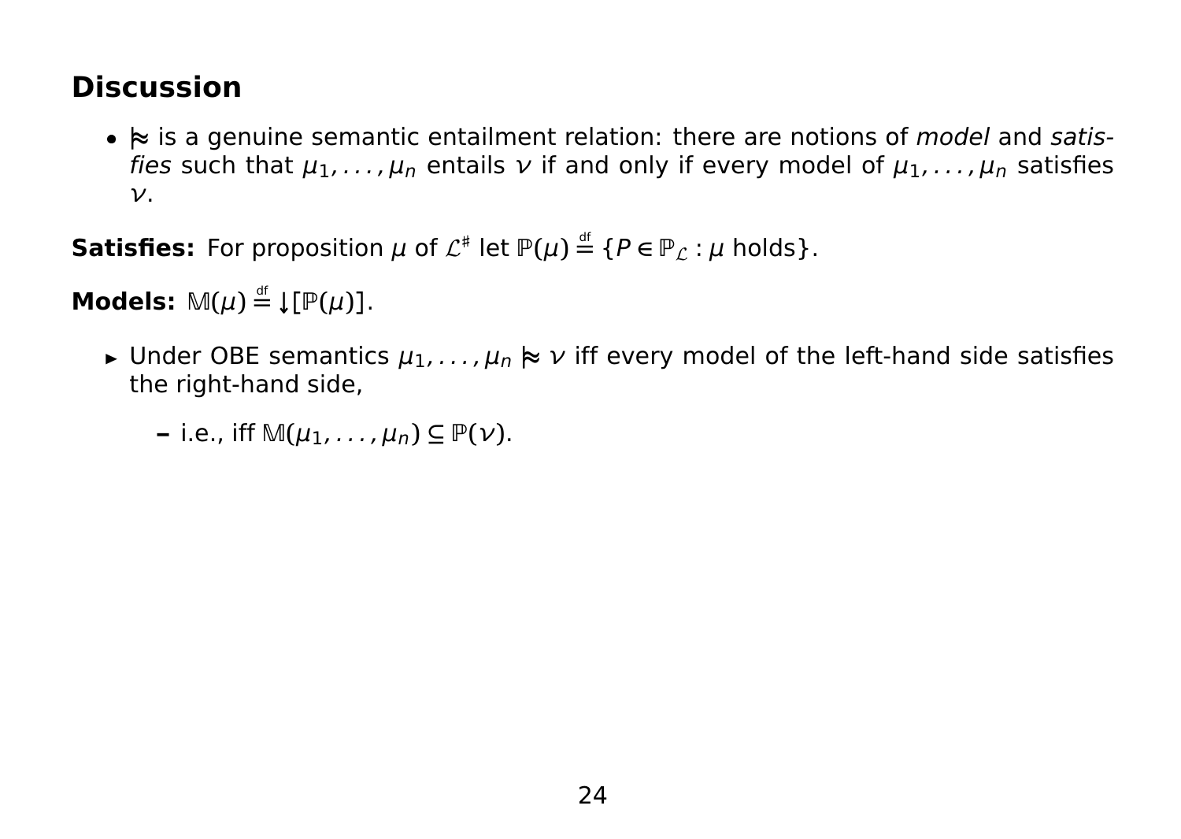# Discussion

- $\approx$ is a genuine semantic entailment relation: there are notions of *model* and *satisfies* such that $\mu_1, \ldots, \mu_n$ entails $\nu$ if and only if every model of $\mu_1, \ldots, \mu_n$ satisfies $\nu$.

**Satisfies:** For proposition $\mu$ of $\mathcal{L}^\sharp$ let $\mathbb{P}(\mu) \stackrel{\text{df}}{=} \{P \in \mathbb{P}_\mathcal{L} : \mu \text{ holds}\}$.

**Models:** $\mathbb{M}(\mu) \stackrel{\text{df}}{=} \downarrow[\mathbb{P}(\mu)]$.

- Under OBE semantics $\mu_1, \ldots, \mu_n \approx \nu$ iff every model of the left-hand side satisfies the right-hand side,
  - i.e., iff $\mathbb{M}(\mu_1, \ldots, \mu_n) \subseteq \mathbb{P}(\nu)$.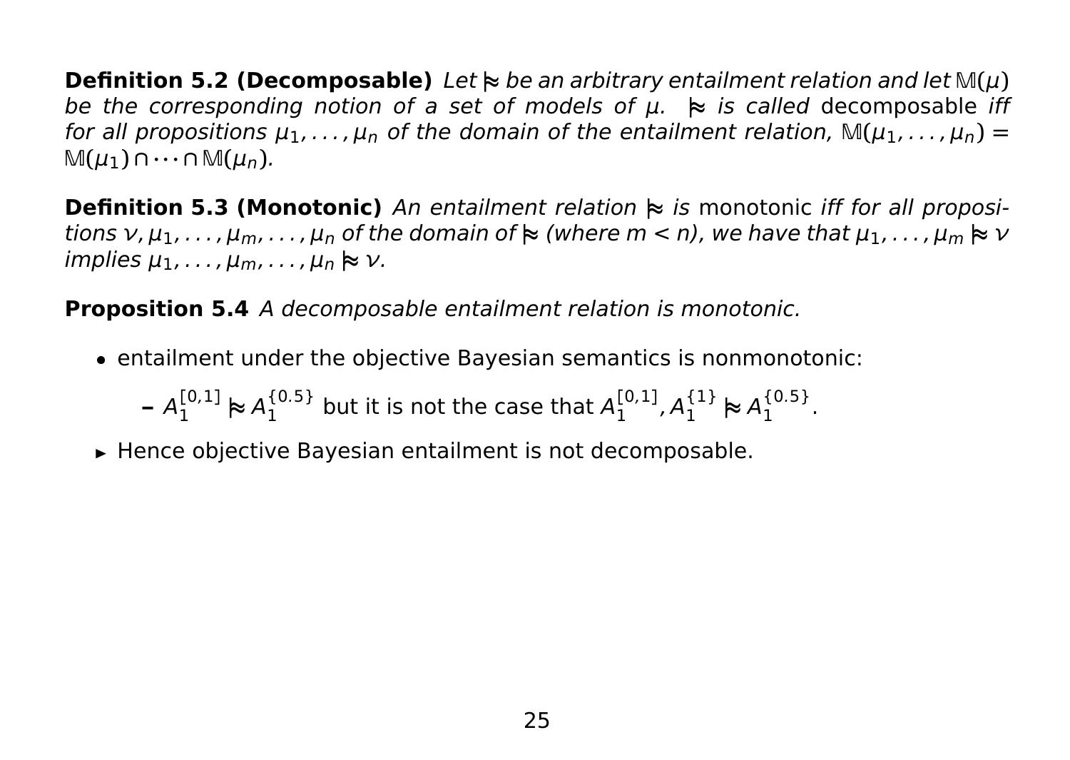**Definition 5.2 (Decomposable)** *Let $\approx$ be an arbitrary entailment relation and let $\mathbb{M}(\mu)$ be the corresponding notion of a set of models of $\mu$. $\approx$ is called* decomposable *iff for all propositions $\mu_1, \ldots, \mu_n$ of the domain of the entailment relation, $\mathbb{M}(\mu_1, \ldots, \mu_n) = \mathbb{M}(\mu_1) \cap \cdots \cap \mathbb{M}(\mu_n)$.*

**Definition 5.3 (Monotonic)** *An entailment relation $\approx$ is* monotonic *iff for all propositions $\nu, \mu_1, \ldots, \mu_m, \ldots, \mu_n$ of the domain of $\approx$ (where $m < n$), we have that $\mu_1, \ldots, \mu_m \approx \nu$ implies $\mu_1, \ldots, \mu_m, \ldots, \mu_n \approx \nu$.*

**Proposition 5.4** *A decomposable entailment relation is monotonic.*

- entailment under the objective Bayesian semantics is nonmonotonic:
  - $A_1^{[0,1]} \approx A_1^{\{0.5\}}$ but it is not the case that $A_1^{[0,1]}, A_1^{\{1\}} \approx A_1^{\{0.5\}}$.
- Hence objective Bayesian entailment is not decomposable.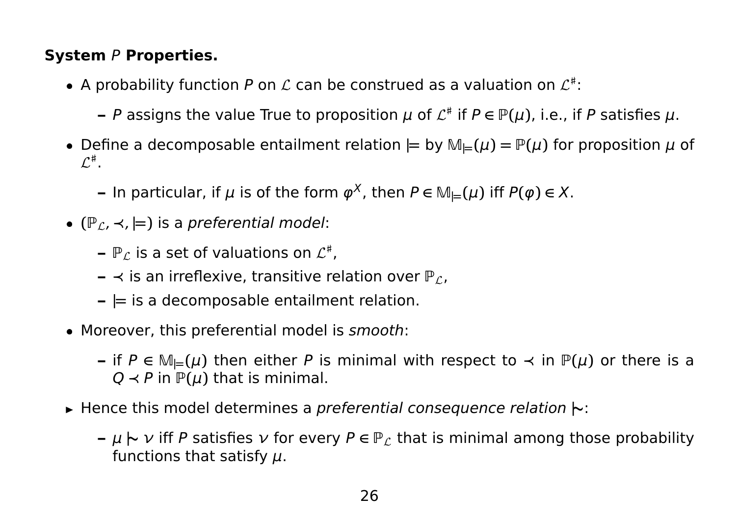**System $P$ Properties.**

- A probability function $P$ on $\mathcal{L}$ can be construed as a valuation on $\mathcal{L}^\sharp$:
  - $P$ assigns the value True to proposition $\mu$ of $\mathcal{L}^\sharp$ if $P \in \mathbb{P}(\mu)$, i.e., if $P$ satisfies $\mu$.
- Define a decomposable entailment relation $\models$ by $\mathbb{M}_{\models}(\mu) = \mathbb{P}(\mu)$ for proposition $\mu$ of $\mathcal{L}^\sharp$.
  - In particular, if $\mu$ is of the form $\varphi^X$, then $P \in \mathbb{M}_{\models}(\mu)$ iff $P(\varphi) \in X$.
- $(\mathbb{P}_{\mathcal{L}}, \prec, \models)$ is a *preferential model*:
  - $\mathbb{P}_{\mathcal{L}}$ is a set of valuations on $\mathcal{L}^\sharp$,
  - $\prec$ is an irreflexive, transitive relation over $\mathbb{P}_{\mathcal{L}}$,
  - $\models$ is a decomposable entailment relation.
- Moreover, this preferential model is *smooth*:
  - if $P \in \mathbb{M}_{\models}(\mu)$ then either $P$ is minimal with respect to $\prec$ in $\mathbb{P}(\mu)$ or there is a $Q \prec P$ in $\mathbb{P}(\mu)$ that is minimal.
- Hence this model determines a *preferential consequence relation* $\mid\!\sim$:
  - $\mu \mid\!\sim \nu$ iff $P$ satisfies $\nu$ for every $P \in \mathbb{P}_{\mathcal{L}}$ that is minimal among those probability functions that satisfy $\mu$.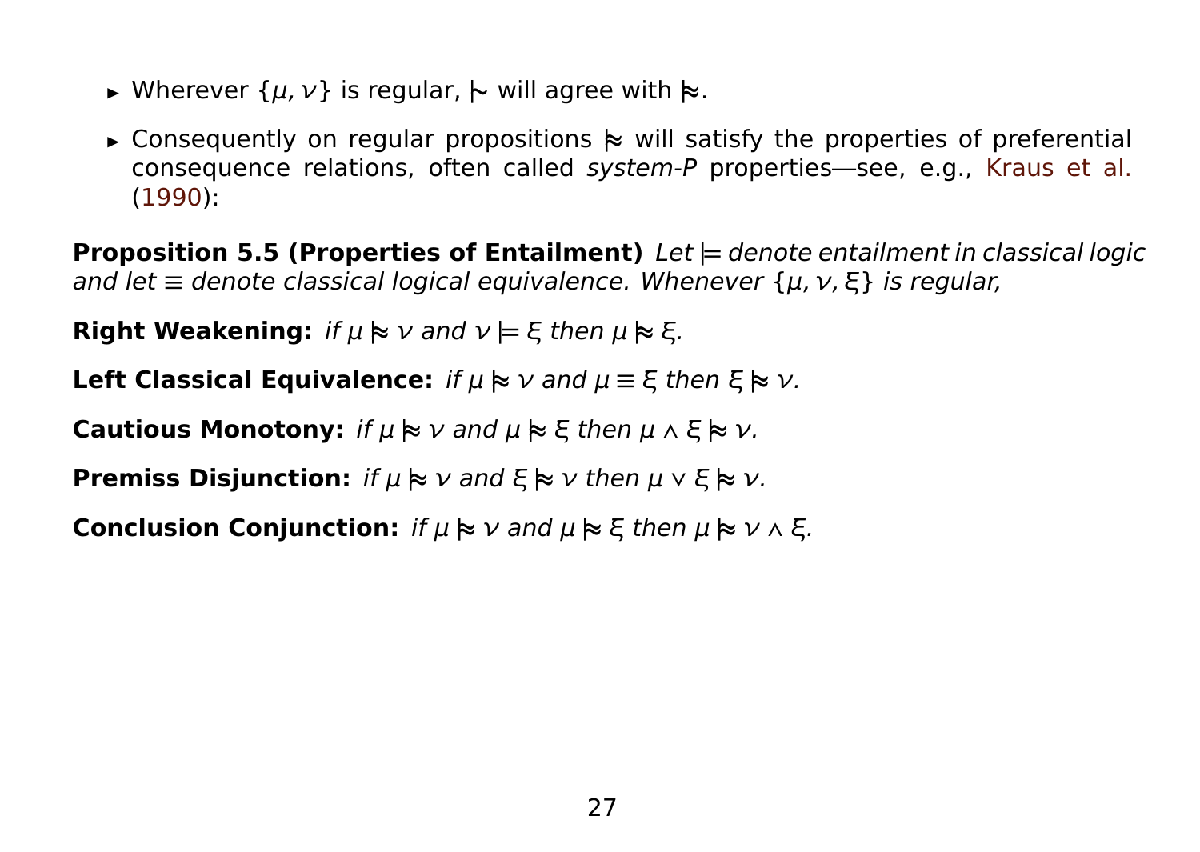- Wherever $\{\mu, \nu\}$ is regular, $\mathrel{|\!\sim}$ will agree with $\mathrel{|\!\approx}$.
- Consequently on regular propositions $\mathrel{|\!\approx}$ will satisfy the properties of preferential consequence relations, often called *system-P* properties—see, e.g., Kraus et al. (1990):

**Proposition 5.5 (Properties of Entailment)** *Let $\models$ denote entailment in classical logic and let $\equiv$ denote classical logical equivalence. Whenever $\{\mu, \nu, \xi\}$ is regular,*

**Right Weakening:** *if $\mu \mathrel{|\!\approx} \nu$ and $\nu \models \xi$ then $\mu \mathrel{|\!\approx} \xi$.*

**Left Classical Equivalence:** *if $\mu \mathrel{|\!\approx} \nu$ and $\mu \equiv \xi$ then $\xi \mathrel{|\!\approx} \nu$.*

**Cautious Monotony:** *if $\mu \mathrel{|\!\approx} \nu$ and $\mu \mathrel{|\!\approx} \xi$ then $\mu \wedge \xi \mathrel{|\!\approx} \nu$.*

**Premiss Disjunction:** *if $\mu \mathrel{|\!\approx} \nu$ and $\xi \mathrel{|\!\approx} \nu$ then $\mu \vee \xi \mathrel{|\!\approx} \nu$.*

**Conclusion Conjunction:** *if $\mu \mathrel{|\!\approx} \nu$ and $\mu \mathrel{|\!\approx} \xi$ then $\mu \mathrel{|\!\approx} \nu \wedge \xi$.*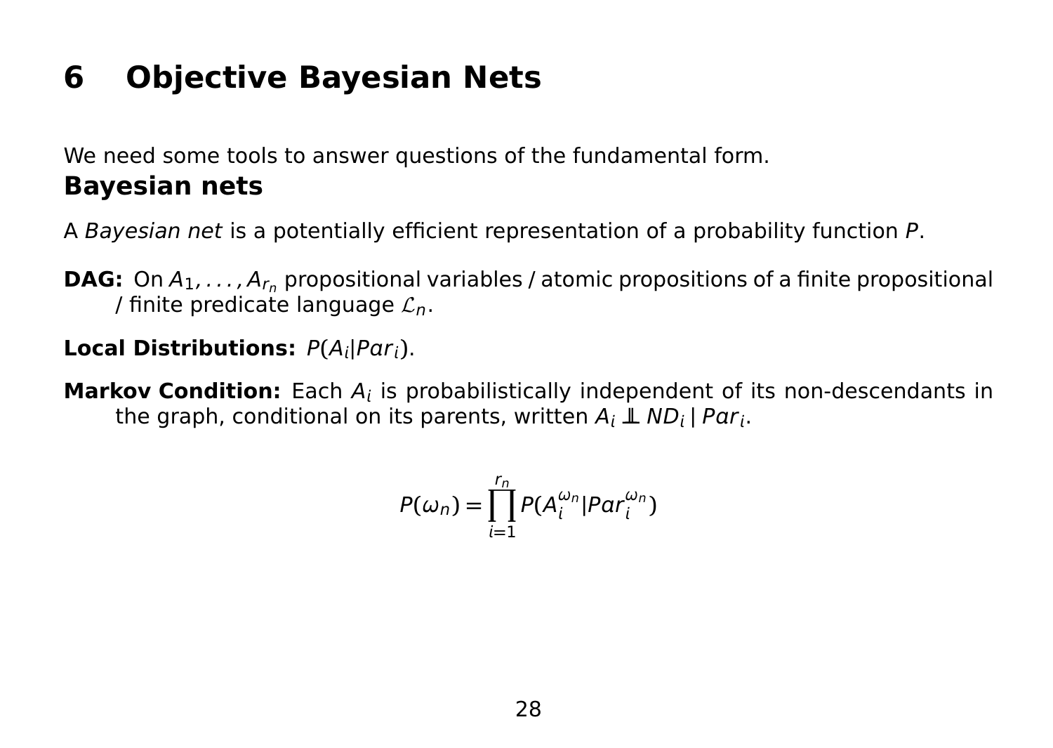# 6 Objective Bayesian Nets

We need some tools to answer questions of the fundamental form.

## Bayesian nets

A *Bayesian net* is a potentially efficient representation of a probability function $P$.

**DAG:** On $A_1, \ldots, A_{r_n}$ propositional variables / atomic propositions of a finite propositional / finite predicate language $\mathcal{L}_n$.

**Local Distributions:** $P(A_i|Par_i)$.

**Markov Condition:** Each $A_i$ is probabilistically independent of its non-descendants in the graph, conditional on its parents, written $A_i \perp\!\!\!\perp ND_i \,|\, Par_i$.

$$P(\omega_n) = \prod_{i=1}^{r_n} P(A_i^{\omega_n}|Par_i^{\omega_n})$$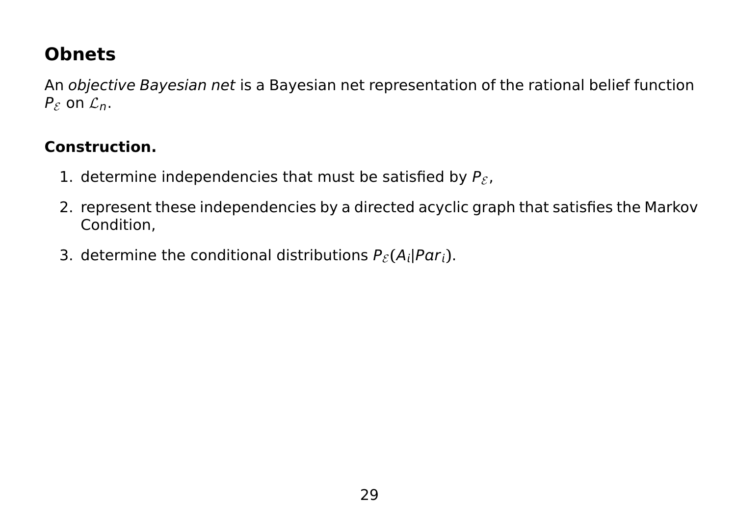# Obnets

An *objective Bayesian net* is a Bayesian net representation of the rational belief function $P_{\mathcal{E}}$ on $\mathcal{L}_n$.

**Construction.**

1. determine independencies that must be satisfied by $P_{\mathcal{E}}$,
2. represent these independencies by a directed acyclic graph that satisfies the Markov Condition,
3. determine the conditional distributions $P_{\mathcal{E}}(A_i|Par_i)$.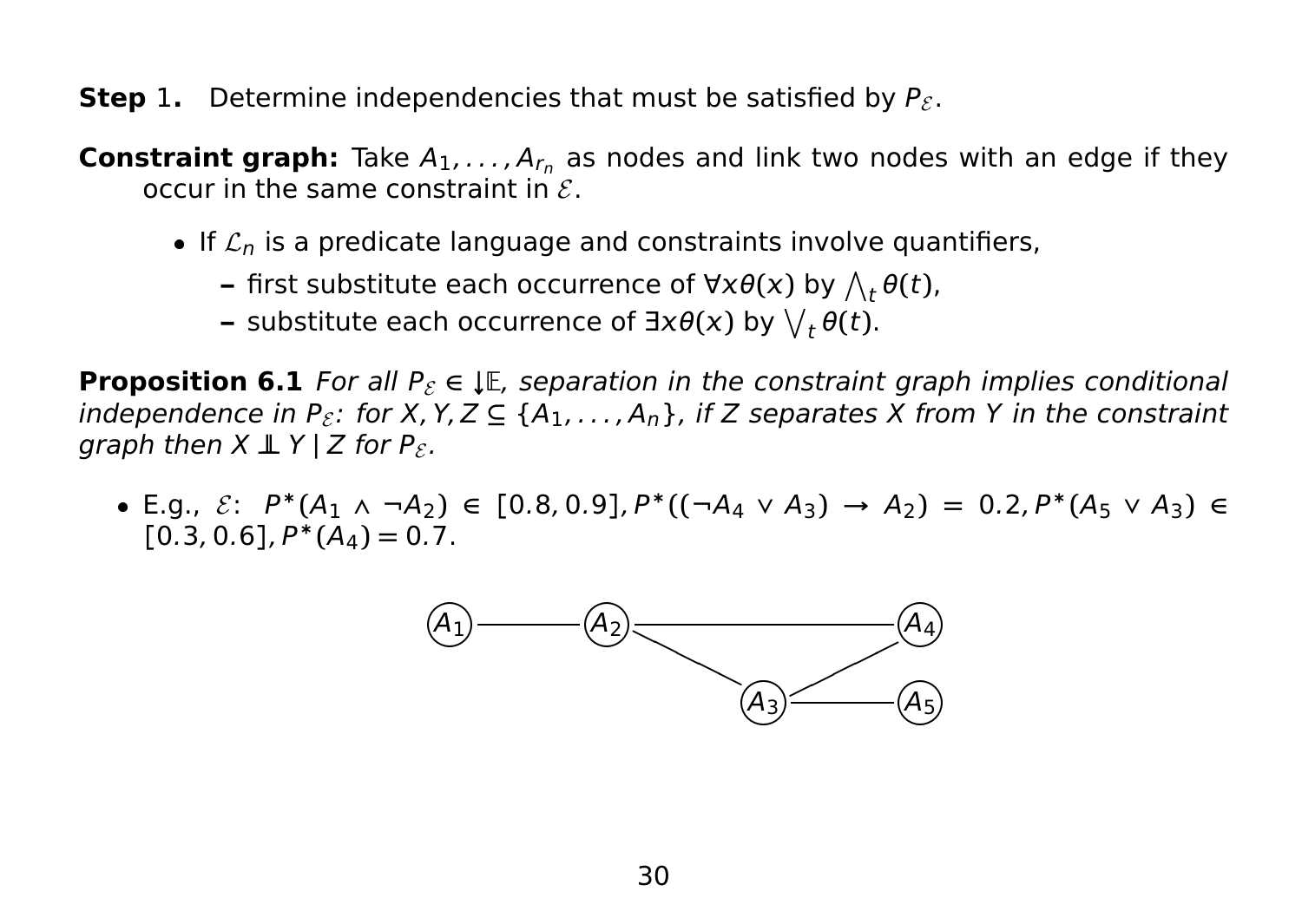**Step 1.** Determine independencies that must be satisfied by $P_{\mathcal{E}}$.

**Constraint graph:** Take $A_1, \ldots, A_{r_n}$ as nodes and link two nodes with an edge if they occur in the same constraint in $\mathcal{E}$.

- If $\mathcal{L}_n$ is a predicate language and constraints involve quantifiers,
  - first substitute each occurrence of $\forall x \theta(x)$ by $\bigwedge_t \theta(t)$,
  - substitute each occurrence of $\exists x \theta(x)$ by $\bigvee_t \theta(t)$.

**Proposition 6.1** *For all $P_{\mathcal{E}} \in \downarrow\mathbb{E}$, separation in the constraint graph implies conditional independence in $P_{\mathcal{E}}$: for $X, Y, Z \subseteq \{A_1, \ldots, A_n\}$, if $Z$ separates $X$ from $Y$ in the constraint graph then $X \perp\!\!\!\perp Y \mid Z$ for $P_{\mathcal{E}}$.*

- E.g., $\mathcal{E}$: $P^*(A_1 \wedge \neg A_2) \in [0.8, 0.9], P^*((\neg A_4 \vee A_3) \rightarrow A_2) = 0.2, P^*(A_5 \vee A_3) \in [0.3, 0.6], P^*(A_4) = 0.7$.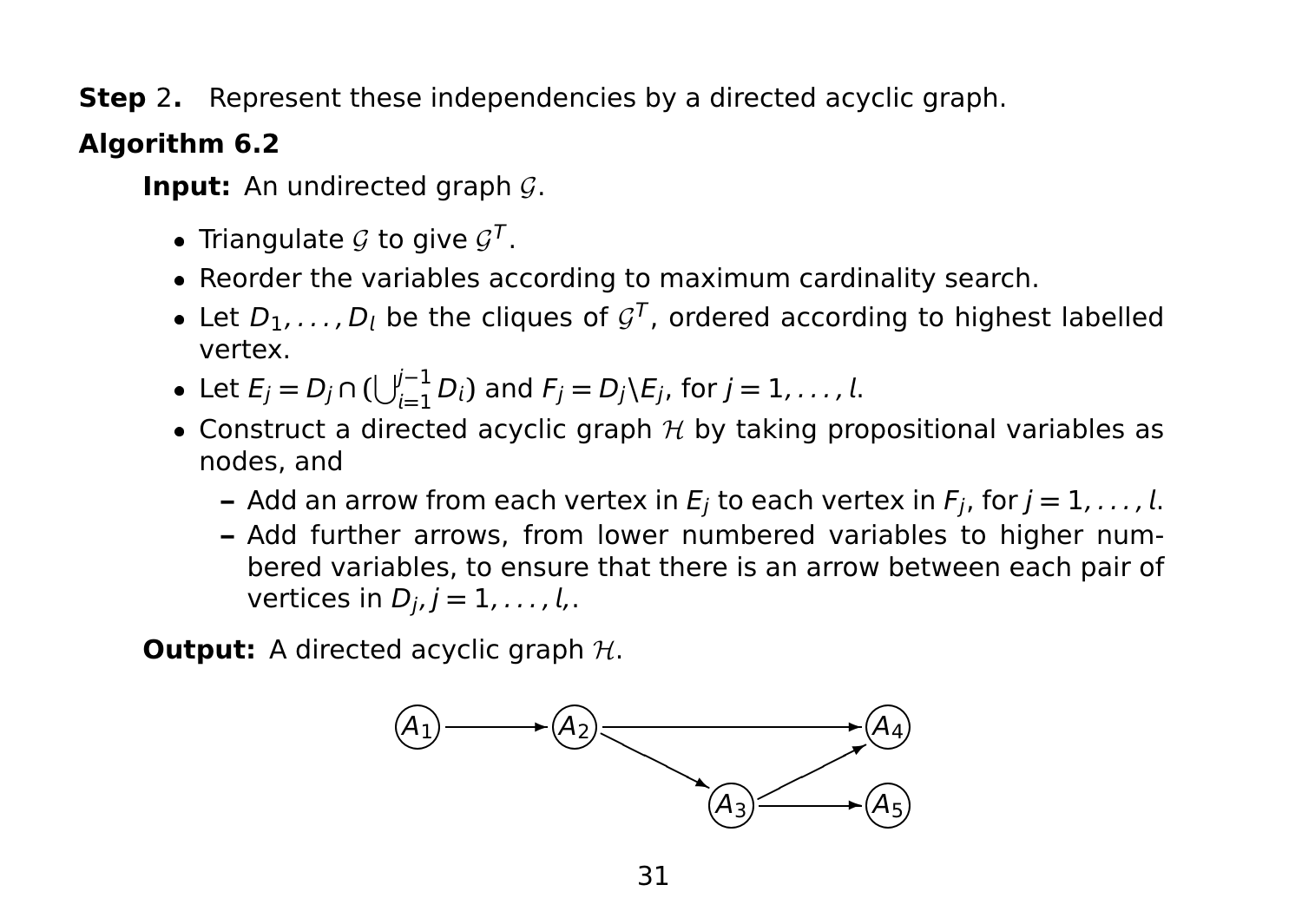**Step** 2**.** Represent these independencies by a directed acyclic graph.

**Algorithm 6.2**

**Input:** An undirected graph $\mathcal{G}$.

- Triangulate $\mathcal{G}$ to give $\mathcal{G}^T$.
- Reorder the variables according to maximum cardinality search.
- Let $D_1, \ldots, D_l$ be the cliques of $\mathcal{G}^T$, ordered according to highest labelled vertex.
- Let $E_j = D_j \cap (\bigcup_{i=1}^{j-1} D_i)$ and $F_j = D_j \backslash E_j$, for $j = 1, \ldots, l$.
- Construct a directed acyclic graph $\mathcal{H}$ by taking propositional variables as nodes, and
  - Add an arrow from each vertex in $E_j$ to each vertex in $F_j$, for $j = 1, \ldots, l$.
  - Add further arrows, from lower numbered variables to higher numbered variables, to ensure that there is an arrow between each pair of vertices in $D_j$, $j = 1, \ldots, l,$.

**Output:** A directed acyclic graph $\mathcal{H}$.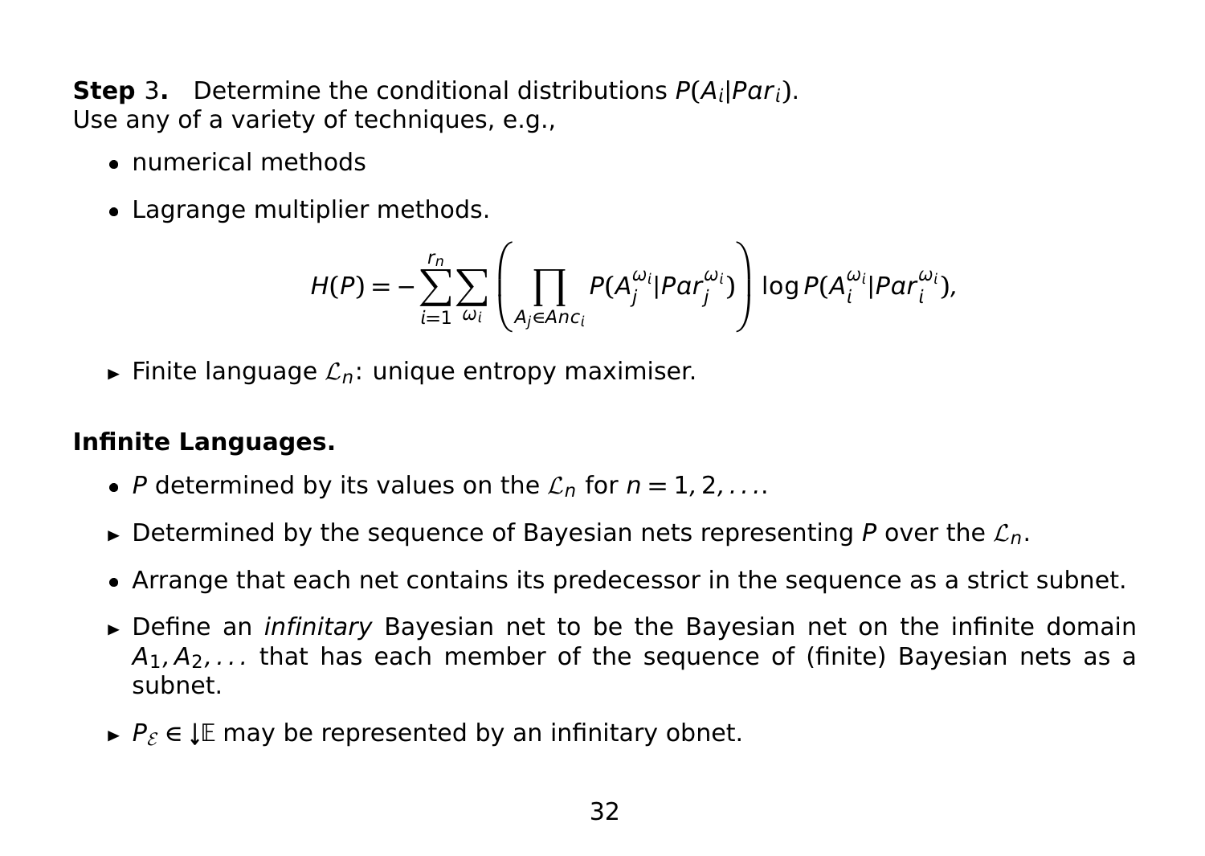**Step** 3**.** Determine the conditional distributions $P(A_i|Par_i)$.
Use any of a variety of techniques, e.g.,

- numerical methods
- Lagrange multiplier methods.

$$H(P) = -\sum_{i=1}^{r_n}\sum_{\omega_i}\left(\prod_{A_j \in Anc_i} P(A_j^{\omega_i}|Par_j^{\omega_i})\right)\log P(A_i^{\omega_i}|Par_i^{\omega_i}),$$

- ▸ Finite language $\mathcal{L}_n$: unique entropy maximiser.

**Infinite Languages.**

- $P$ determined by its values on the $\mathcal{L}_n$ for $n = 1, 2, \ldots$.
- ▸ Determined by the sequence of Bayesian nets representing $P$ over the $\mathcal{L}_n$.
- Arrange that each net contains its predecessor in the sequence as a strict subnet.
- ▸ Define an *infinitary* Bayesian net to be the Bayesian net on the infinite domain $A_1, A_2, \ldots$ that has each member of the sequence of (finite) Bayesian nets as a subnet.
- ▸ $P_{\mathcal{E}} \in \downarrow\mathbb{E}$ may be represented by an infinitary obnet.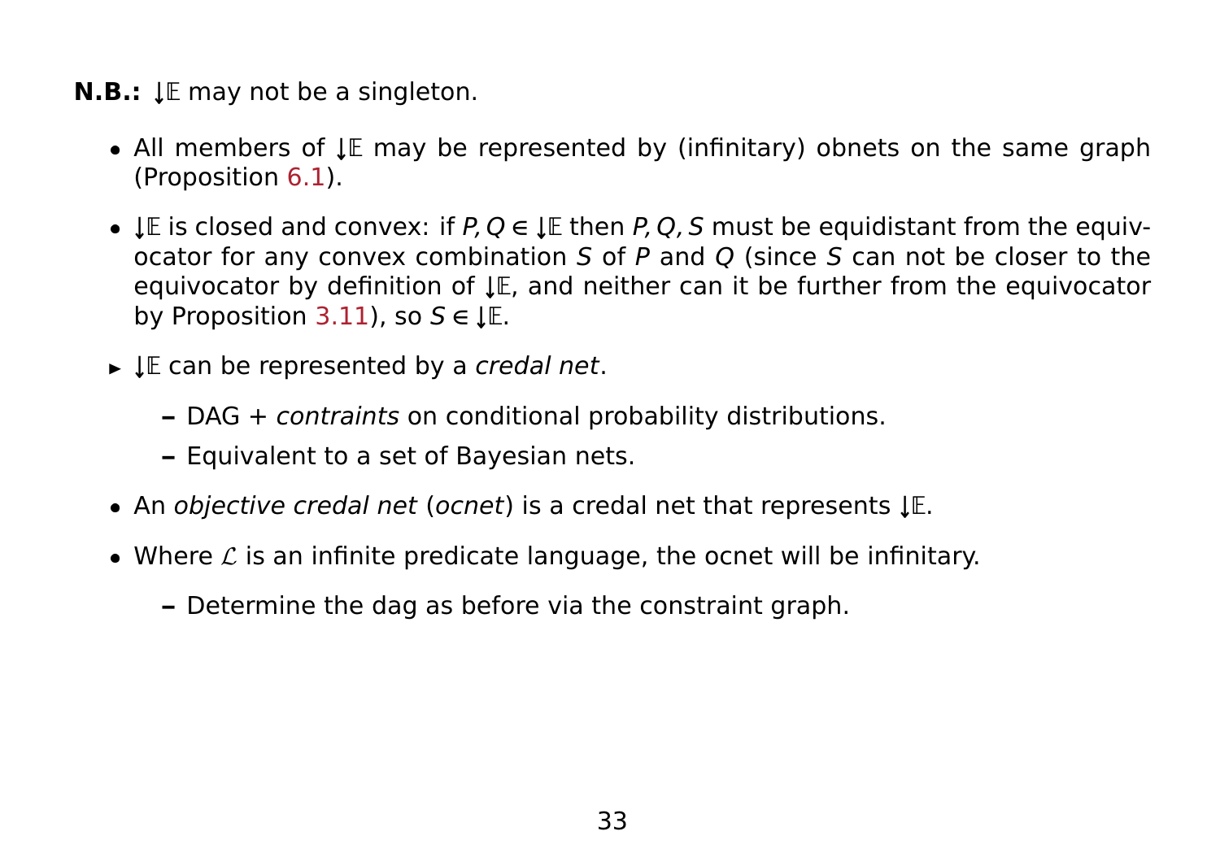**N.B.:** $\downarrow\mathbb{E}$ may not be a singleton.

- All members of $\downarrow\mathbb{E}$ may be represented by (infinitary) obnets on the same graph (Proposition 6.1).
- $\downarrow\mathbb{E}$ is closed and convex: if $P, Q \in \downarrow\mathbb{E}$ then $P, Q, S$ must be equidistant from the equivocator for any convex combination $S$ of $P$ and $Q$ (since $S$ can not be closer to the equivocator by definition of $\downarrow\mathbb{E}$, and neither can it be further from the equivocator by Proposition 3.11), so $S \in \downarrow\mathbb{E}$.
- ▸ $\downarrow\mathbb{E}$ can be represented by a *credal net*.
  - DAG + *contraints* on conditional probability distributions.
  - Equivalent to a set of Bayesian nets.
- An *objective credal net* (*ocnet*) is a credal net that represents $\downarrow\mathbb{E}$.
- Where $\mathcal{L}$ is an infinite predicate language, the ocnet will be infinitary.
  - Determine the dag as before via the constraint graph.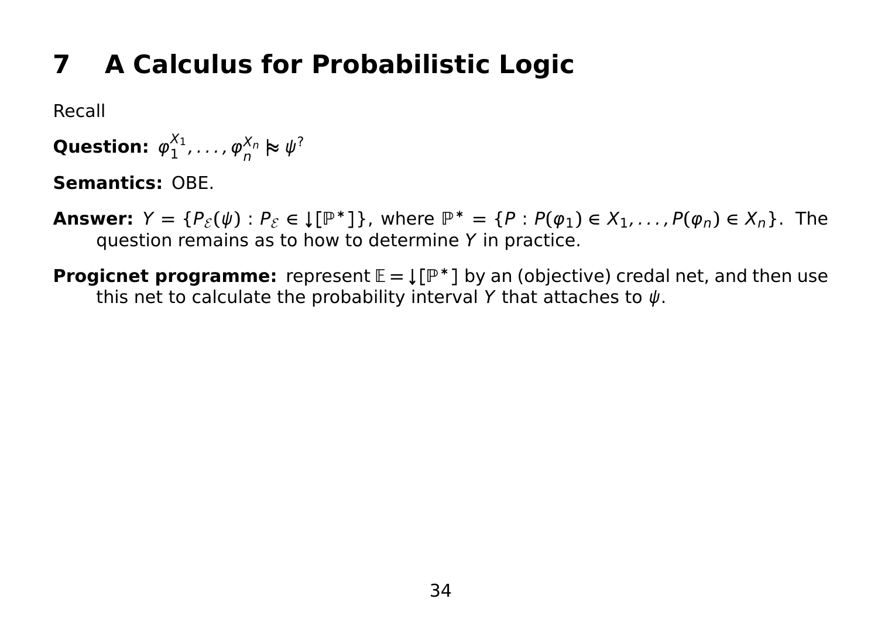# 7 A Calculus for Probabilistic Logic

Recall

**Question:** $\varphi_1^{X_1}, \ldots, \varphi_n^{X_n} \mathrel{|\!\!\approx} \psi^?$

**Semantics:** OBE.

**Answer:** $Y = \{P_{\mathcal{E}}(\psi) : P_{\mathcal{E}} \in \downarrow[\mathbb{P}^*]\}$, where $\mathbb{P}^* = \{P : P(\varphi_1) \in X_1, \ldots, P(\varphi_n) \in X_n\}$. The question remains as to how to determine $Y$ in practice.

**Progicnet programme:** represent $\mathbb{E} = \downarrow[\mathbb{P}^*]$ by an (objective) credal net, and then use this net to calculate the probability interval $Y$ that attaches to $\psi$.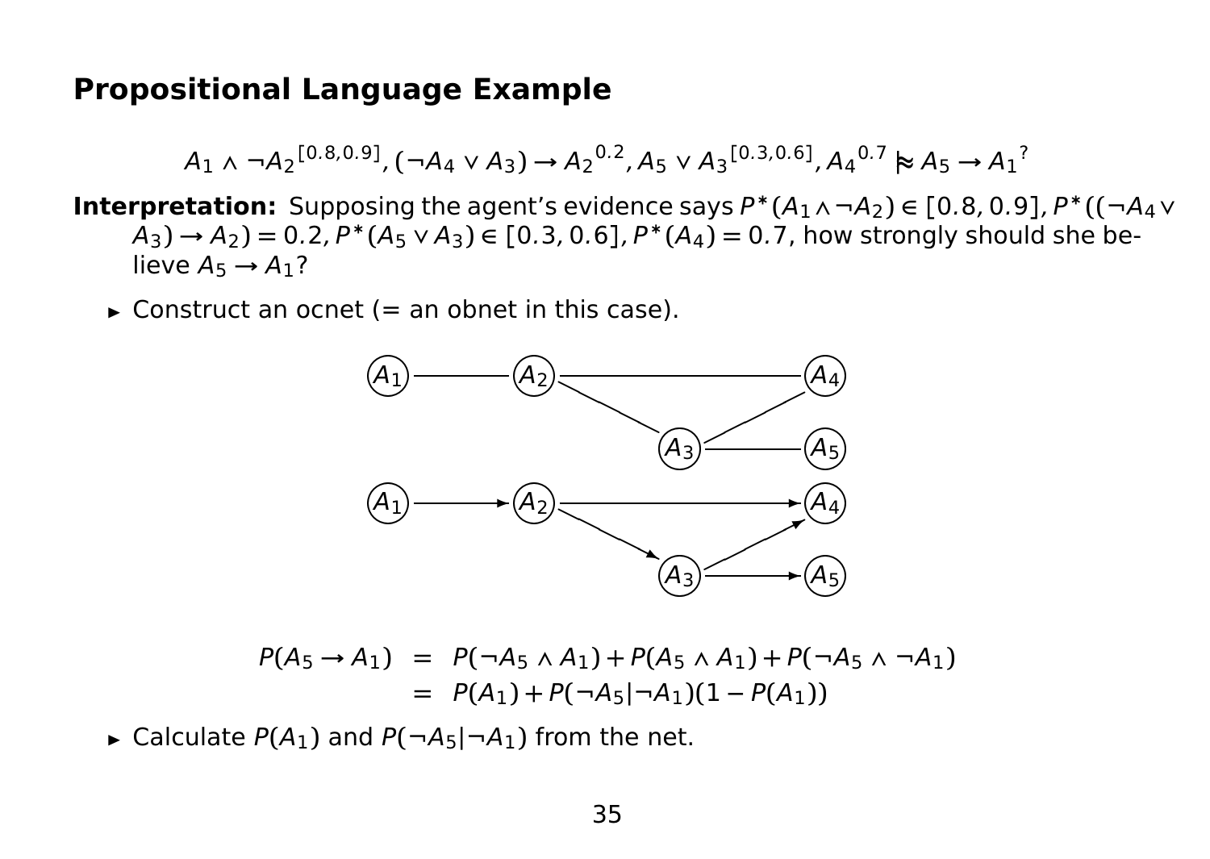## Propositional Language Example

$$A_1 \wedge \neg A_2^{[0.8,0.9]}, (\neg A_4 \vee A_3) \rightarrow A_2^{0.2}, A_5 \vee A_3^{[0.3,0.6]}, A_4^{0.7} \mathrel{|\!\approx} A_5 \rightarrow A_1^{?}$$

**Interpretation:** Supposing the agent's evidence says $P^*(A_1 \wedge \neg A_2) \in [0.8, 0.9]$, $P^*((\neg A_4 \vee A_3) \rightarrow A_2) = 0.2$, $P^*(A_5 \vee A_3) \in [0.3, 0.6]$, $P^*(A_4) = 0.7$, how strongly should she believe $A_5 \rightarrow A_1$?

- Construct an ocnet (= an obnet in this case).

$$
\begin{aligned}
P(A_5 \rightarrow A_1) &= P(\neg A_5 \wedge A_1) + P(A_5 \wedge A_1) + P(\neg A_5 \wedge \neg A_1) \\
&= P(A_1) + P(\neg A_5 | \neg A_1)(1 - P(A_1))
\end{aligned}
$$

- Calculate $P(A_1)$ and $P(\neg A_5 | \neg A_1)$ from the net.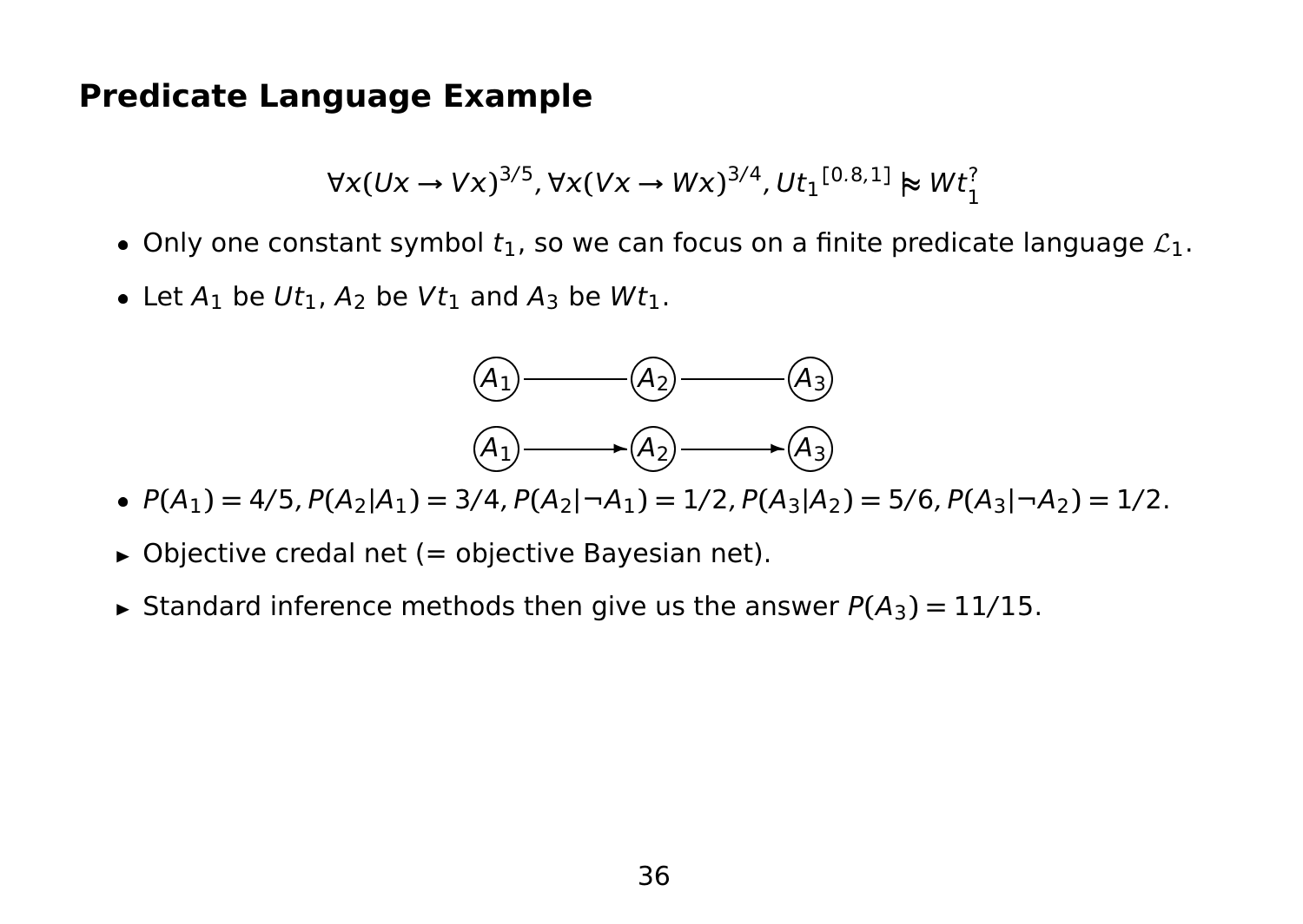# Predicate Language Example

$$\forall x(Ux \to Vx)^{3/5}, \forall x(Vx \to Wx)^{3/4}, Ut_1{}^{[0.8,1]} \mathrel{|\!\!\approx} Wt_1^{?}$$

- Only one constant symbol $t_1$, so we can focus on a finite predicate language $\mathcal{L}_1$.
- Let $A_1$ be $Ut_1$, $A_2$ be $Vt_1$ and $A_3$ be $Wt_1$.

$$A_1 - A_2 - A_3$$

$$A_1 \to A_2 \to A_3$$

- $P(A_1) = 4/5, P(A_2|A_1) = 3/4, P(A_2|\neg A_1) = 1/2, P(A_3|A_2) = 5/6, P(A_3|\neg A_2) = 1/2$.
  - Objective credal net (= objective Bayesian net).
  - Standard inference methods then give us the answer $P(A_3) = 11/15$.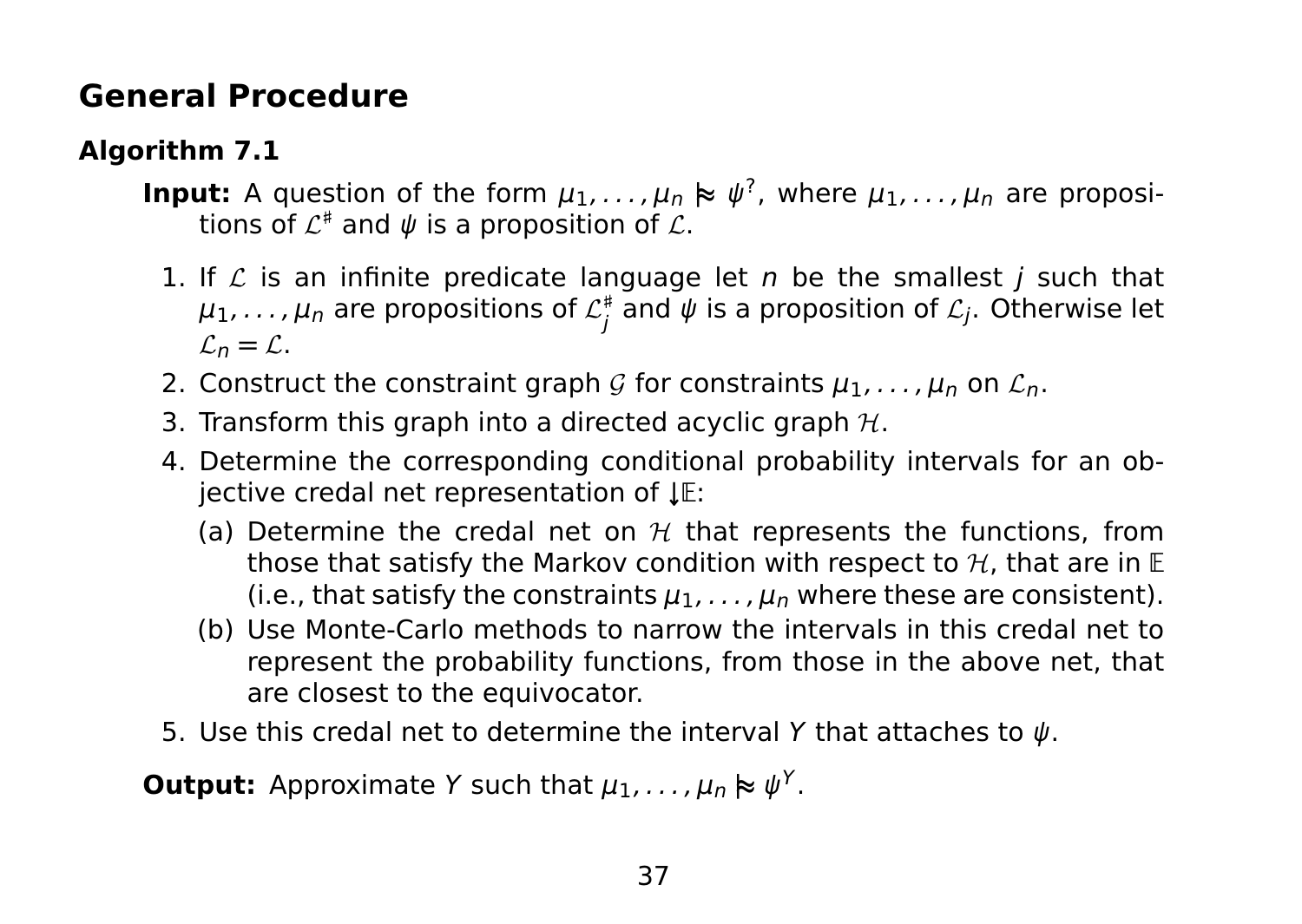## General Procedure

### Algorithm 7.1

**Input:** A question of the form $\mu_1, \ldots, \mu_n \mathrel{|\!\!\approx} \psi^?$, where $\mu_1, \ldots, \mu_n$ are propositions of $\mathcal{L}^\sharp$ and $\psi$ is a proposition of $\mathcal{L}$.

1. If $\mathcal{L}$ is an infinite predicate language let $n$ be the smallest $j$ such that $\mu_1, \ldots, \mu_n$ are propositions of $\mathcal{L}_j^\sharp$ and $\psi$ is a proposition of $\mathcal{L}_j$. Otherwise let $\mathcal{L}_n = \mathcal{L}$.
2. Construct the constraint graph $\mathcal{G}$ for constraints $\mu_1, \ldots, \mu_n$ on $\mathcal{L}_n$.
3. Transform this graph into a directed acyclic graph $\mathcal{H}$.
4. Determine the corresponding conditional probability intervals for an objective credal net representation of $\downarrow\mathbb{E}$:
   - (a) Determine the credal net on $\mathcal{H}$ that represents the functions, from those that satisfy the Markov condition with respect to $\mathcal{H}$, that are in $\mathbb{E}$ (i.e., that satisfy the constraints $\mu_1, \ldots, \mu_n$ where these are consistent).
   - (b) Use Monte-Carlo methods to narrow the intervals in this credal net to represent the probability functions, from those in the above net, that are closest to the equivocator.
5. Use this credal net to determine the interval $Y$ that attaches to $\psi$.

**Output:** Approximate $Y$ such that $\mu_1, \ldots, \mu_n \mathrel{|\!\!\approx} \psi^Y$.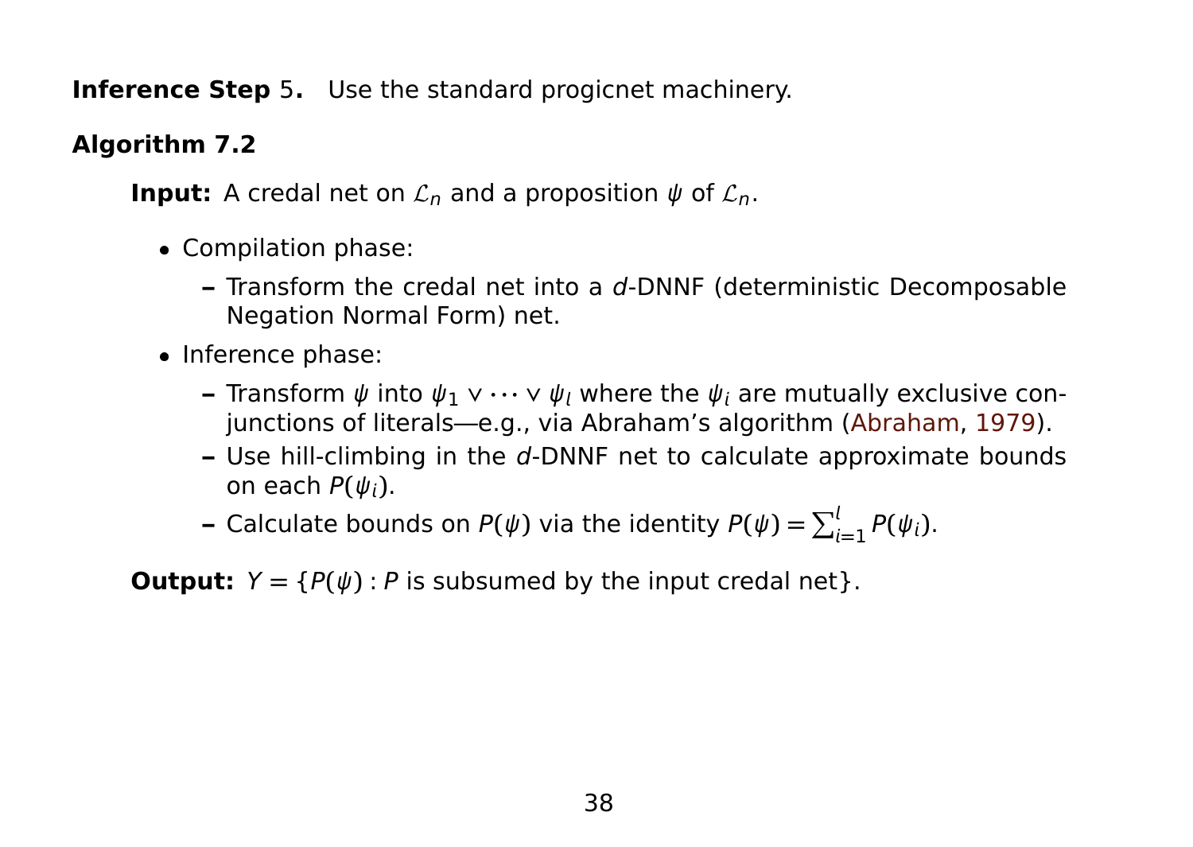**Inference Step** 5**.** Use the standard progicnet machinery.

**Algorithm 7.2**

**Input:** A credal net on $\mathcal{L}_n$ and a proposition $\psi$ of $\mathcal{L}_n$.

- Compilation phase:
  - Transform the credal net into a $d$-DNNF (deterministic Decomposable Negation Normal Form) net.
- Inference phase:
  - Transform $\psi$ into $\psi_1 \vee \cdots \vee \psi_l$ where the $\psi_i$ are mutually exclusive conjunctions of literals—e.g., via Abraham's algorithm (Abraham, 1979).
  - Use hill-climbing in the $d$-DNNF net to calculate approximate bounds on each $P(\psi_i)$.
  - Calculate bounds on $P(\psi)$ via the identity $P(\psi) = \sum_{i=1}^{l} P(\psi_i)$.

**Output:** $Y = \{P(\psi) : P$ is subsumed by the input credal net$\}$.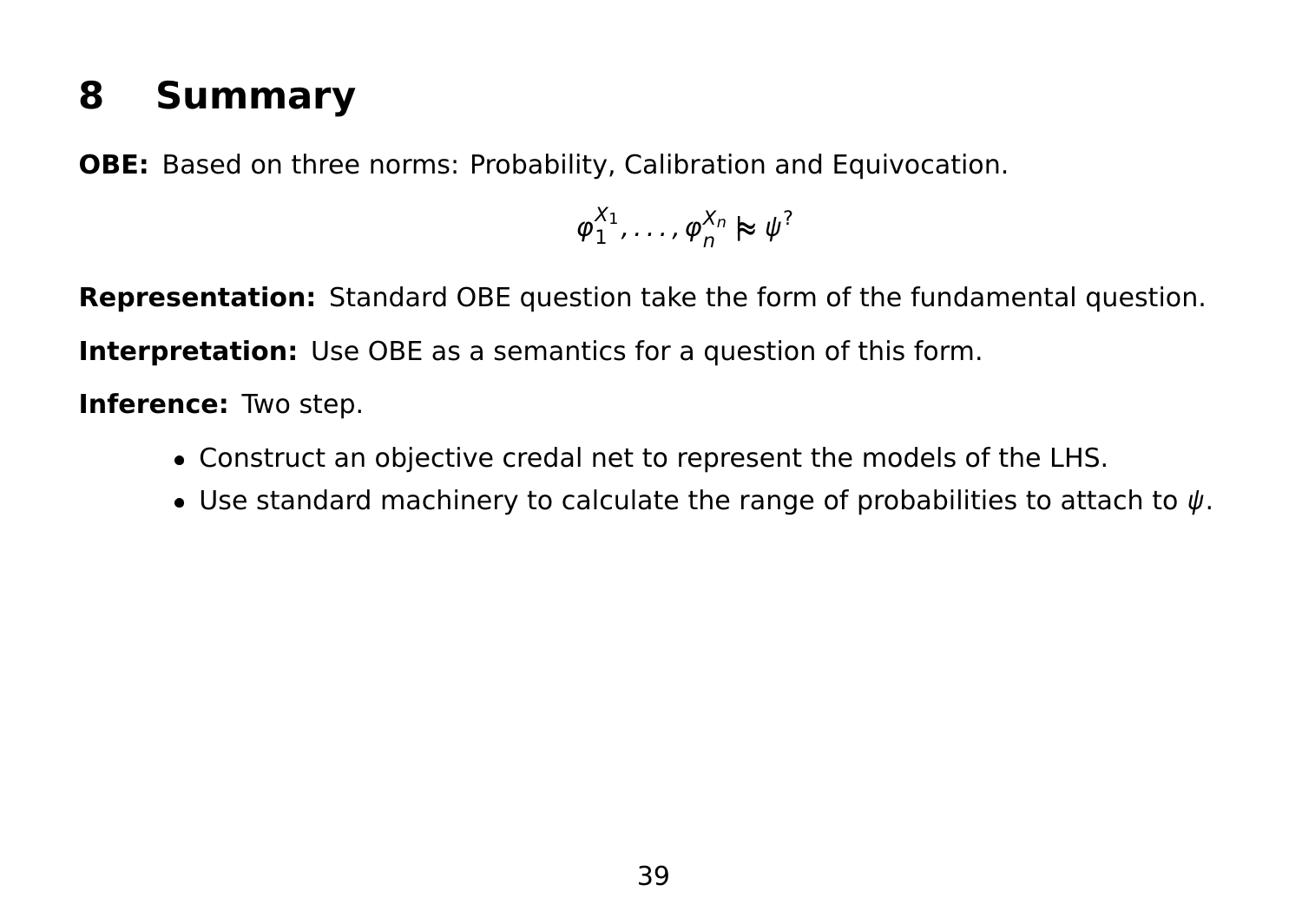# 8 Summary

**OBE:** Based on three norms: Probability, Calibration and Equivocation.

$$\varphi_1^{X_1}, \dots, \varphi_n^{X_n} \approx\!\!\!\!\!| \;\; \psi^?$$

**Representation:** Standard OBE question take the form of the fundamental question.

**Interpretation:** Use OBE as a semantics for a question of this form.

**Inference:** Two step.

- Construct an objective credal net to represent the models of the LHS.
- Use standard machinery to calculate the range of probabilities to attach to $\psi$.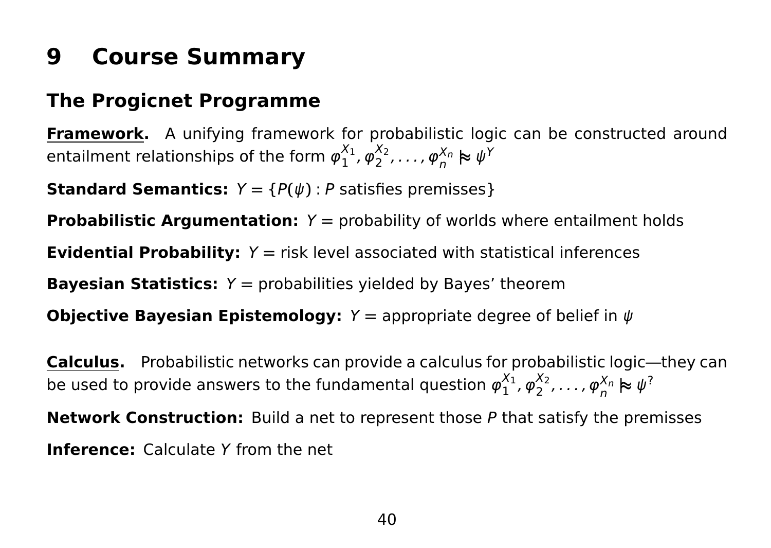# 9 Course Summary

## The Progicnet Programme

**Framework.** A unifying framework for probabilistic logic can be constructed around entailment relationships of the form $\varphi_1^{X_1}, \varphi_2^{X_2}, \ldots, \varphi_n^{X_n} \approx \psi^Y$

**Standard Semantics:** $Y = \{P(\psi) : P$ satisfies premisses$\}$

**Probabilistic Argumentation:** $Y =$ probability of worlds where entailment holds

**Evidential Probability:** $Y =$ risk level associated with statistical inferences

**Bayesian Statistics:** $Y =$ probabilities yielded by Bayes' theorem

**Objective Bayesian Epistemology:** $Y =$ appropriate degree of belief in $\psi$

**Calculus.** Probabilistic networks can provide a calculus for probabilistic logic—they can be used to provide answers to the fundamental question $\varphi_1^{X_1}, \varphi_2^{X_2}, \ldots, \varphi_n^{X_n} \approx \psi^?$

**Network Construction:** Build a net to represent those $P$ that satisfy the premisses

**Inference:** Calculate $Y$ from the net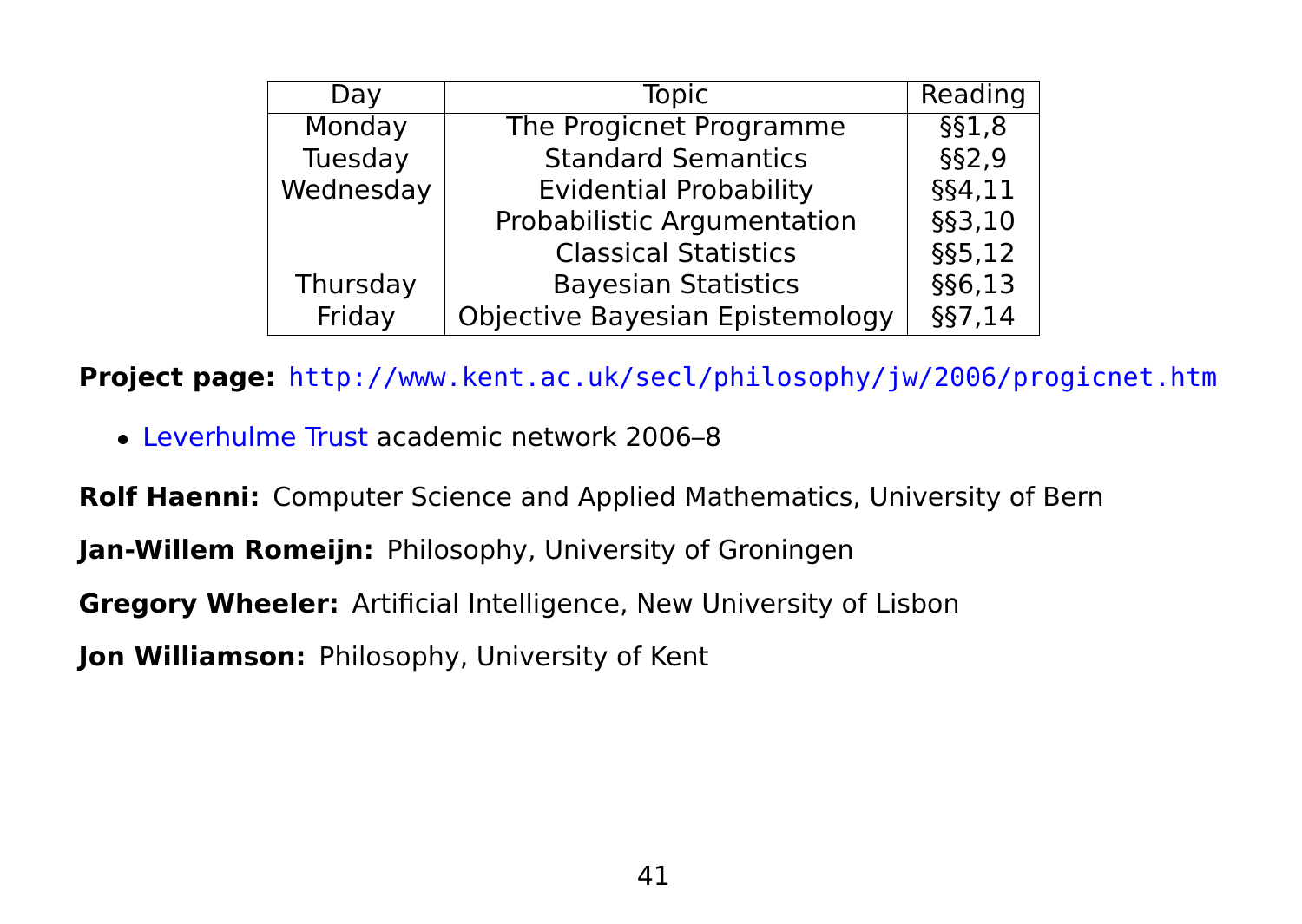| Day | Topic | Reading |
| --- | --- | --- |
| Monday | The Progicnet Programme | §§1,8 |
| Tuesday | Standard Semantics | §§2,9 |
| Wednesday | Evidential Probability | §§4,11 |
| | Probabilistic Argumentation | §§3,10 |
| | Classical Statistics | §§5,12 |
| Thursday | Bayesian Statistics | §§6,13 |
| Friday | Objective Bayesian Epistemology | §§7,14 |

**Project page:** `http://www.kent.ac.uk/secl/philosophy/jw/2006/progicnet.htm`

- Leverhulme Trust academic network 2006–8

**Rolf Haenni:** Computer Science and Applied Mathematics, University of Bern

**Jan-Willem Romeijn:** Philosophy, University of Groningen

**Gregory Wheeler:** Artificial Intelligence, New University of Lisbon

**Jon Williamson:** Philosophy, University of Kent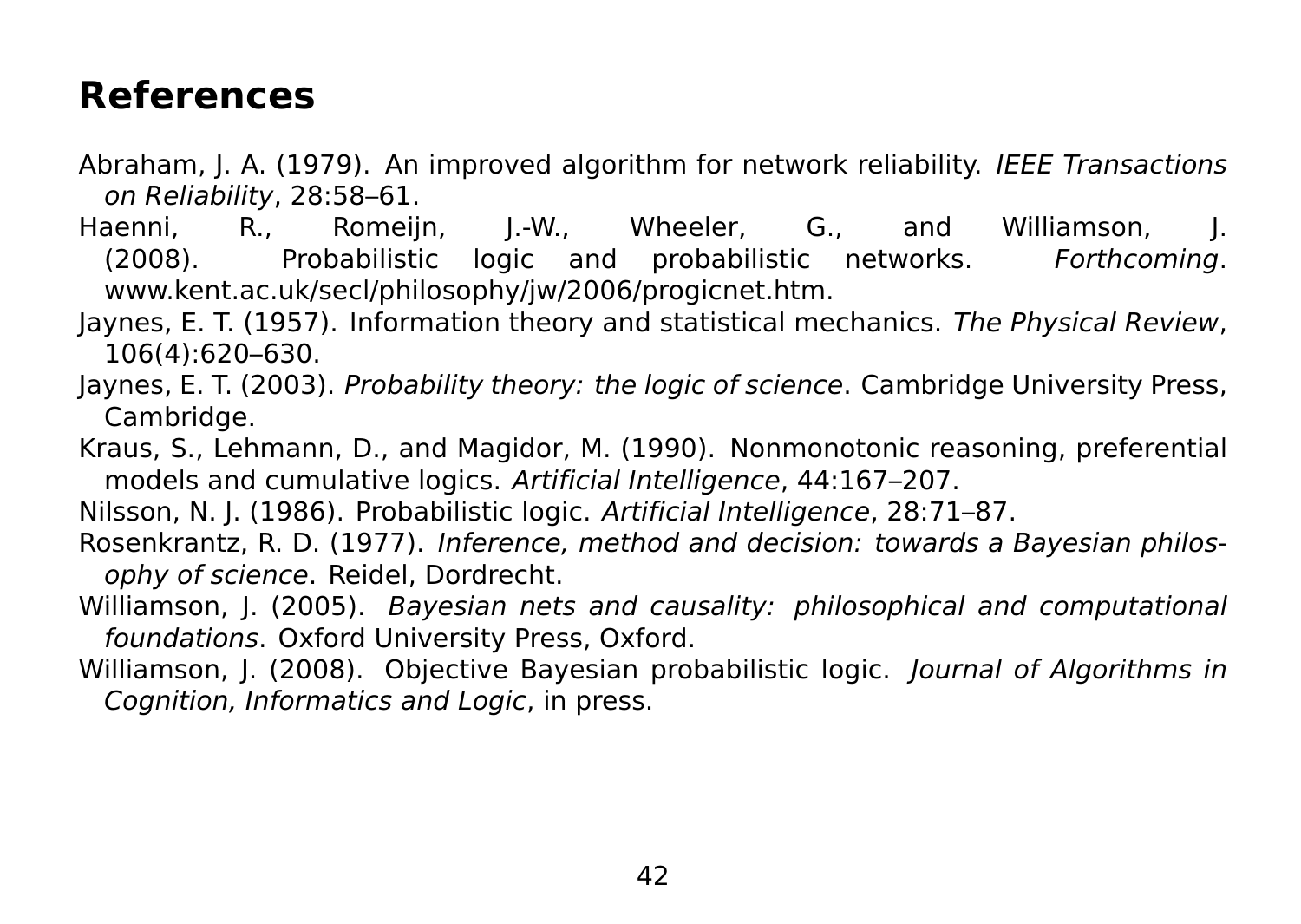# References

Abraham, J. A. (1979). An improved algorithm for network reliability. *IEEE Transactions on Reliability*, 28:58–61.

Haenni, R., Romeijn, J.-W., Wheeler, G., and Williamson, J. (2008). Probabilistic logic and probabilistic networks. *Forthcoming*. www.kent.ac.uk/secl/philosophy/jw/2006/progicnet.htm.

Jaynes, E. T. (1957). Information theory and statistical mechanics. *The Physical Review*, 106(4):620–630.

Jaynes, E. T. (2003). *Probability theory: the logic of science*. Cambridge University Press, Cambridge.

Kraus, S., Lehmann, D., and Magidor, M. (1990). Nonmonotonic reasoning, preferential models and cumulative logics. *Artificial Intelligence*, 44:167–207.

Nilsson, N. J. (1986). Probabilistic logic. *Artificial Intelligence*, 28:71–87.

Rosenkrantz, R. D. (1977). *Inference, method and decision: towards a Bayesian philosophy of science*. Reidel, Dordrecht.

Williamson, J. (2005). *Bayesian nets and causality: philosophical and computational foundations*. Oxford University Press, Oxford.

Williamson, J. (2008). Objective Bayesian probabilistic logic. *Journal of Algorithms in Cognition, Informatics and Logic*, in press.